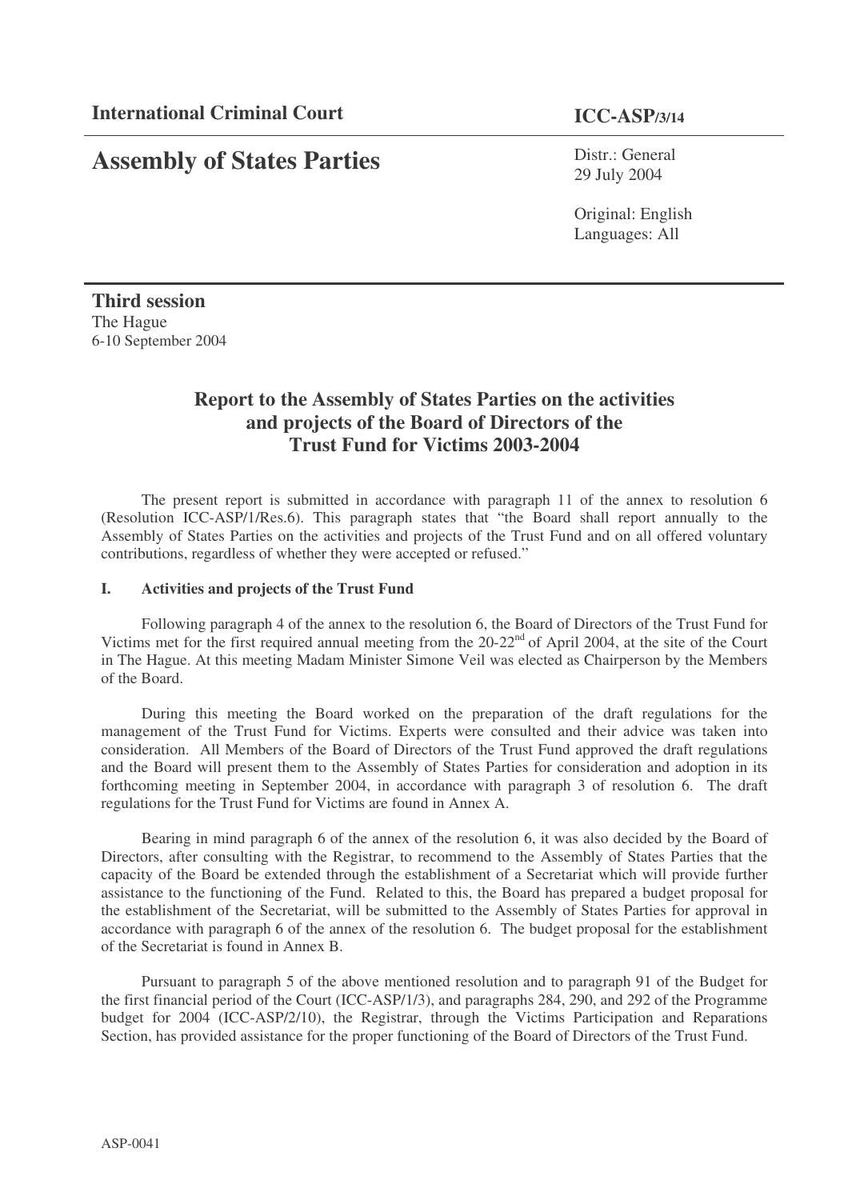**International Criminal Court** **ICC-ASP/3/14**

# Assembly of States Parties

Distr.: General
29 July 2004

Original: English
Languages: All

**Third session**
The Hague
6-10 September 2004

## Report to the Assembly of States Parties on the activities and projects of the Board of Directors of the Trust Fund for Victims 2003-2004

The present report is submitted in accordance with paragraph 11 of the annex to resolution 6 (Resolution ICC-ASP/1/Res.6). This paragraph states that "the Board shall report annually to the Assembly of States Parties on the activities and projects of the Trust Fund and on all offered voluntary contributions, regardless of whether they were accepted or refused."

### I. Activities and projects of the Trust Fund

Following paragraph 4 of the annex to the resolution 6, the Board of Directors of the Trust Fund for Victims met for the first required annual meeting from the 20-22nd of April 2004, at the site of the Court in The Hague. At this meeting Madam Minister Simone Veil was elected as Chairperson by the Members of the Board.

During this meeting the Board worked on the preparation of the draft regulations for the management of the Trust Fund for Victims. Experts were consulted and their advice was taken into consideration. All Members of the Board of Directors of the Trust Fund approved the draft regulations and the Board will present them to the Assembly of States Parties for consideration and adoption in its forthcoming meeting in September 2004, in accordance with paragraph 3 of resolution 6. The draft regulations for the Trust Fund for Victims are found in Annex A.

Bearing in mind paragraph 6 of the annex of the resolution 6, it was also decided by the Board of Directors, after consulting with the Registrar, to recommend to the Assembly of States Parties that the capacity of the Board be extended through the establishment of a Secretariat which will provide further assistance to the functioning of the Fund. Related to this, the Board has prepared a budget proposal for the establishment of the Secretariat, will be submitted to the Assembly of States Parties for approval in accordance with paragraph 6 of the annex of the resolution 6. The budget proposal for the establishment of the Secretariat is found in Annex B.

Pursuant to paragraph 5 of the above mentioned resolution and to paragraph 91 of the Budget for the first financial period of the Court (ICC-ASP/1/3), and paragraphs 284, 290, and 292 of the Programme budget for 2004 (ICC-ASP/2/10), the Registrar, through the Victims Participation and Reparations Section, has provided assistance for the proper functioning of the Board of Directors of the Trust Fund.

ASP-0041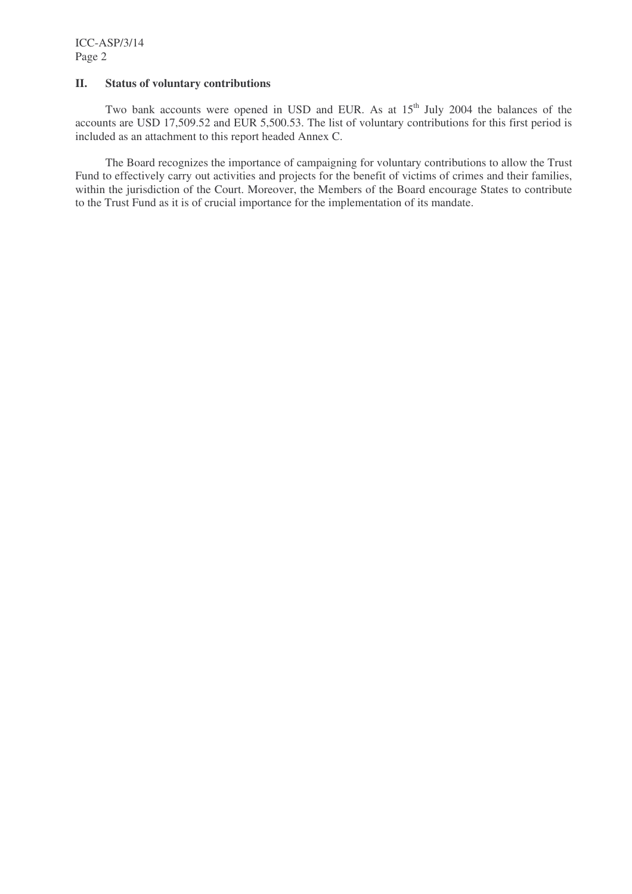## II. Status of voluntary contributions

Two bank accounts were opened in USD and EUR. As at 15th July 2004 the balances of the accounts are USD 17,509.52 and EUR 5,500.53. The list of voluntary contributions for this first period is included as an attachment to this report headed Annex C.

The Board recognizes the importance of campaigning for voluntary contributions to allow the Trust Fund to effectively carry out activities and projects for the benefit of victims of crimes and their families, within the jurisdiction of the Court. Moreover, the Members of the Board encourage States to contribute to the Trust Fund as it is of crucial importance for the implementation of its mandate.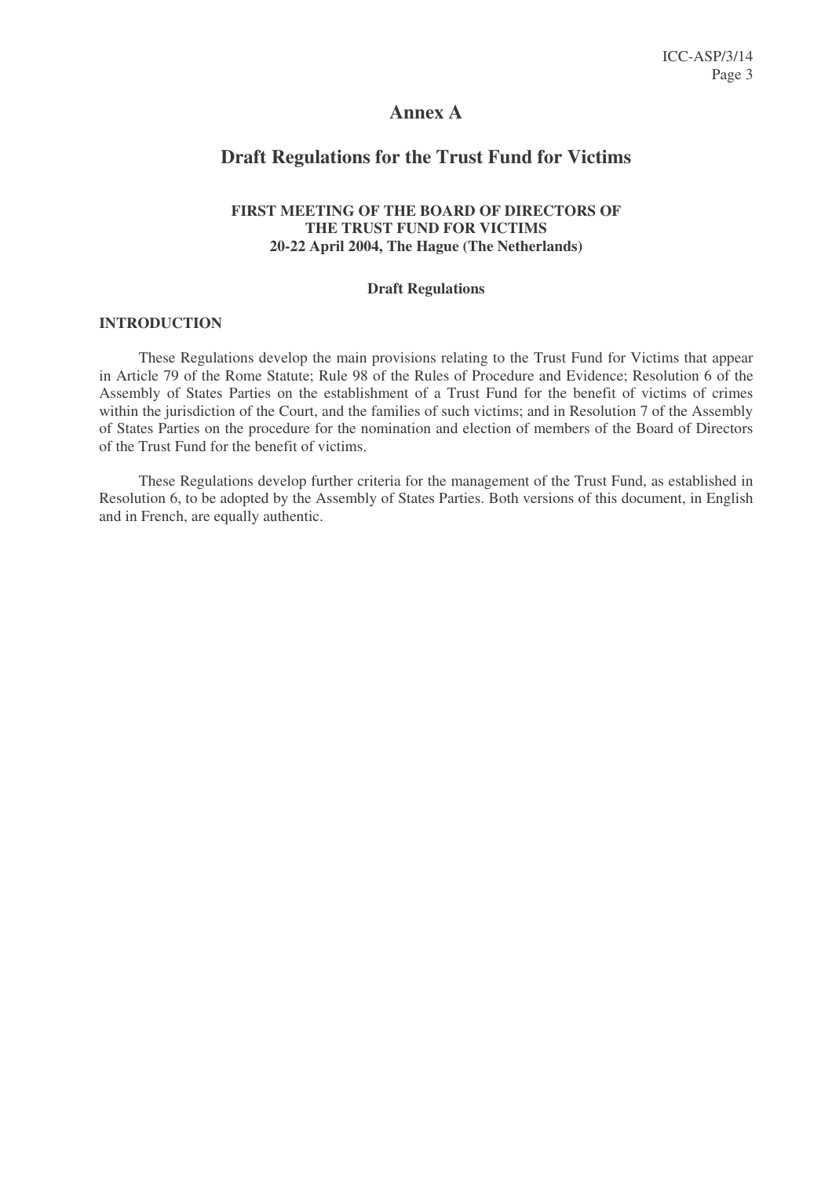# Annex A

## Draft Regulations for the Trust Fund for Victims

**FIRST MEETING OF THE BOARD OF DIRECTORS OF THE TRUST FUND FOR VICTIMS**
**20-22 April 2004, The Hague (The Netherlands)**

**Draft Regulations**

**INTRODUCTION**

These Regulations develop the main provisions relating to the Trust Fund for Victims that appear in Article 79 of the Rome Statute; Rule 98 of the Rules of Procedure and Evidence; Resolution 6 of the Assembly of States Parties on the establishment of a Trust Fund for the benefit of victims of crimes within the jurisdiction of the Court, and the families of such victims; and in Resolution 7 of the Assembly of States Parties on the procedure for the nomination and election of members of the Board of Directors of the Trust Fund for the benefit of victims.

These Regulations develop further criteria for the management of the Trust Fund, as established in Resolution 6, to be adopted by the Assembly of States Parties. Both versions of this document, in English and in French, are equally authentic.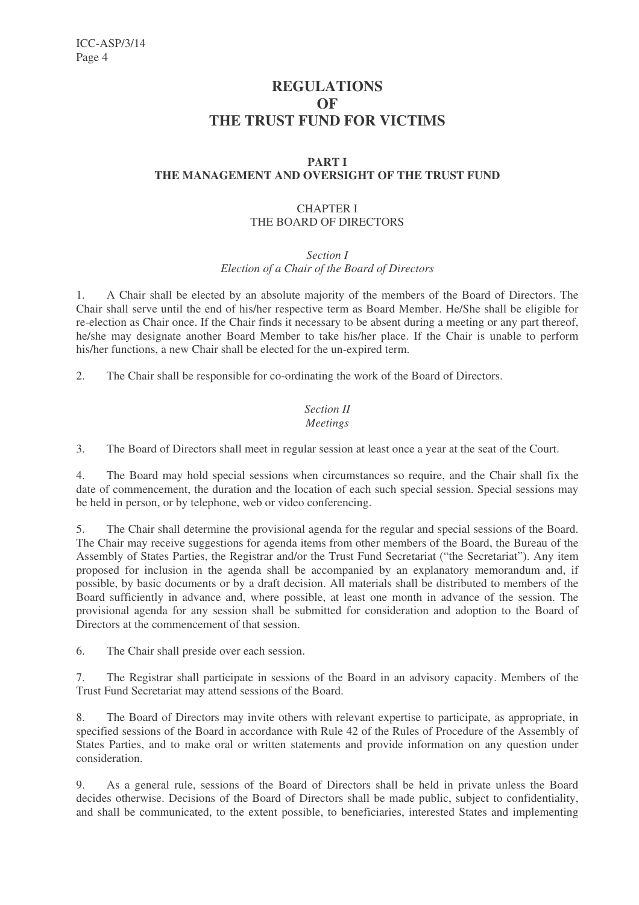# REGULATIONS OF THE TRUST FUND FOR VICTIMS

## PART I
## THE MANAGEMENT AND OVERSIGHT OF THE TRUST FUND

### CHAPTER I
### THE BOARD OF DIRECTORS

*Section I*
*Election of a Chair of the Board of Directors*

1. A Chair shall be elected by an absolute majority of the members of the Board of Directors. The Chair shall serve until the end of his/her respective term as Board Member. He/She shall be eligible for re-election as Chair once. If the Chair finds it necessary to be absent during a meeting or any part thereof, he/she may designate another Board Member to take his/her place. If the Chair is unable to perform his/her functions, a new Chair shall be elected for the un-expired term.

2. The Chair shall be responsible for co-ordinating the work of the Board of Directors.

*Section II*
*Meetings*

3. The Board of Directors shall meet in regular session at least once a year at the seat of the Court.

4. The Board may hold special sessions when circumstances so require, and the Chair shall fix the date of commencement, the duration and the location of each such special session. Special sessions may be held in person, or by telephone, web or video conferencing.

5. The Chair shall determine the provisional agenda for the regular and special sessions of the Board. The Chair may receive suggestions for agenda items from other members of the Board, the Bureau of the Assembly of States Parties, the Registrar and/or the Trust Fund Secretariat ("the Secretariat"). Any item proposed for inclusion in the agenda shall be accompanied by an explanatory memorandum and, if possible, by basic documents or by a draft decision. All materials shall be distributed to members of the Board sufficiently in advance and, where possible, at least one month in advance of the session. The provisional agenda for any session shall be submitted for consideration and adoption to the Board of Directors at the commencement of that session.

6. The Chair shall preside over each session.

7. The Registrar shall participate in sessions of the Board in an advisory capacity. Members of the Trust Fund Secretariat may attend sessions of the Board.

8. The Board of Directors may invite others with relevant expertise to participate, as appropriate, in specified sessions of the Board in accordance with Rule 42 of the Rules of Procedure of the Assembly of States Parties, and to make oral or written statements and provide information on any question under consideration.

9. As a general rule, sessions of the Board of Directors shall be held in private unless the Board decides otherwise. Decisions of the Board of Directors shall be made public, subject to confidentiality, and shall be communicated, to the extent possible, to beneficiaries, interested States and implementing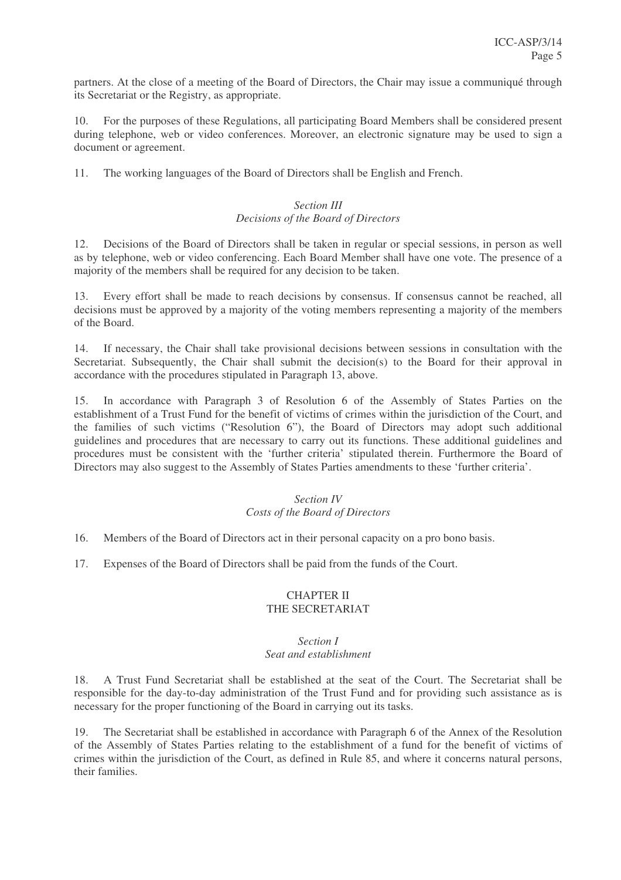partners. At the close of a meeting of the Board of Directors, the Chair may issue a communiqué through its Secretariat or the Registry, as appropriate.

10. For the purposes of these Regulations, all participating Board Members shall be considered present during telephone, web or video conferences. Moreover, an electronic signature may be used to sign a document or agreement.

11. The working languages of the Board of Directors shall be English and French.

*Section III*
*Decisions of the Board of Directors*

12. Decisions of the Board of Directors shall be taken in regular or special sessions, in person as well as by telephone, web or video conferencing. Each Board Member shall have one vote. The presence of a majority of the members shall be required for any decision to be taken.

13. Every effort shall be made to reach decisions by consensus. If consensus cannot be reached, all decisions must be approved by a majority of the voting members representing a majority of the members of the Board.

14. If necessary, the Chair shall take provisional decisions between sessions in consultation with the Secretariat. Subsequently, the Chair shall submit the decision(s) to the Board for their approval in accordance with the procedures stipulated in Paragraph 13, above.

15. In accordance with Paragraph 3 of Resolution 6 of the Assembly of States Parties on the establishment of a Trust Fund for the benefit of victims of crimes within the jurisdiction of the Court, and the families of such victims ("Resolution 6"), the Board of Directors may adopt such additional guidelines and procedures that are necessary to carry out its functions. These additional guidelines and procedures must be consistent with the 'further criteria' stipulated therein. Furthermore the Board of Directors may also suggest to the Assembly of States Parties amendments to these 'further criteria'.

*Section IV*
*Costs of the Board of Directors*

16. Members of the Board of Directors act in their personal capacity on a pro bono basis.

17. Expenses of the Board of Directors shall be paid from the funds of the Court.

## CHAPTER II
## THE SECRETARIAT

*Section I*
*Seat and establishment*

18. A Trust Fund Secretariat shall be established at the seat of the Court. The Secretariat shall be responsible for the day-to-day administration of the Trust Fund and for providing such assistance as is necessary for the proper functioning of the Board in carrying out its tasks.

19. The Secretariat shall be established in accordance with Paragraph 6 of the Annex of the Resolution of the Assembly of States Parties relating to the establishment of a fund for the benefit of victims of crimes within the jurisdiction of the Court, as defined in Rule 85, and where it concerns natural persons, their families.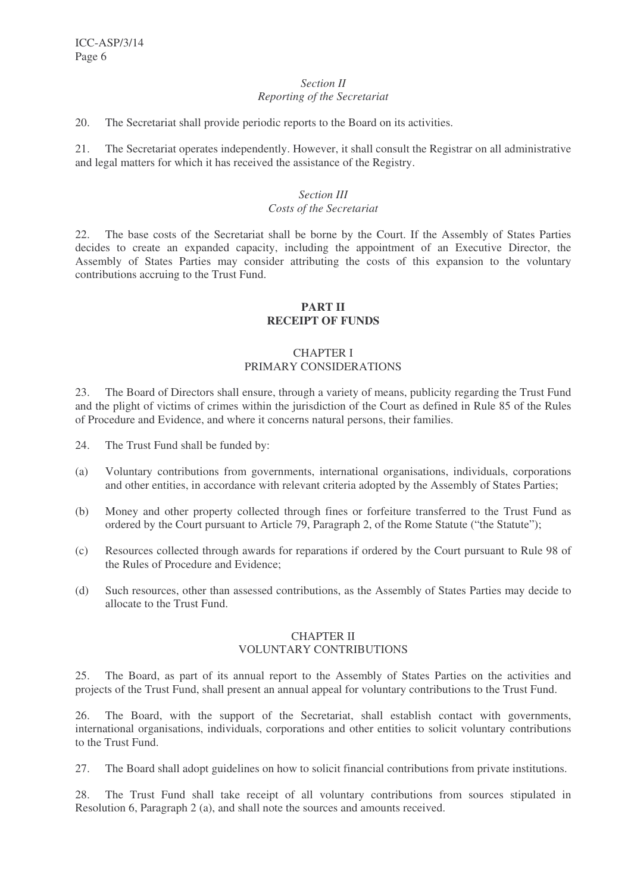*Section II*
*Reporting of the Secretariat*

20. The Secretariat shall provide periodic reports to the Board on its activities.

21. The Secretariat operates independently. However, it shall consult the Registrar on all administrative and legal matters for which it has received the assistance of the Registry.

*Section III*
*Costs of the Secretariat*

22. The base costs of the Secretariat shall be borne by the Court. If the Assembly of States Parties decides to create an expanded capacity, including the appointment of an Executive Director, the Assembly of States Parties may consider attributing the costs of this expansion to the voluntary contributions accruing to the Trust Fund.

## PART II
## RECEIPT OF FUNDS

### CHAPTER I
### PRIMARY CONSIDERATIONS

23. The Board of Directors shall ensure, through a variety of means, publicity regarding the Trust Fund and the plight of victims of crimes within the jurisdiction of the Court as defined in Rule 85 of the Rules of Procedure and Evidence, and where it concerns natural persons, their families.

24. The Trust Fund shall be funded by:

(a) Voluntary contributions from governments, international organisations, individuals, corporations and other entities, in accordance with relevant criteria adopted by the Assembly of States Parties;

(b) Money and other property collected through fines or forfeiture transferred to the Trust Fund as ordered by the Court pursuant to Article 79, Paragraph 2, of the Rome Statute ("the Statute");

(c) Resources collected through awards for reparations if ordered by the Court pursuant to Rule 98 of the Rules of Procedure and Evidence;

(d) Such resources, other than assessed contributions, as the Assembly of States Parties may decide to allocate to the Trust Fund.

### CHAPTER II
### VOLUNTARY CONTRIBUTIONS

25. The Board, as part of its annual report to the Assembly of States Parties on the activities and projects of the Trust Fund, shall present an annual appeal for voluntary contributions to the Trust Fund.

26. The Board, with the support of the Secretariat, shall establish contact with governments, international organisations, individuals, corporations and other entities to solicit voluntary contributions to the Trust Fund.

27. The Board shall adopt guidelines on how to solicit financial contributions from private institutions.

28. The Trust Fund shall take receipt of all voluntary contributions from sources stipulated in Resolution 6, Paragraph 2 (a), and shall note the sources and amounts received.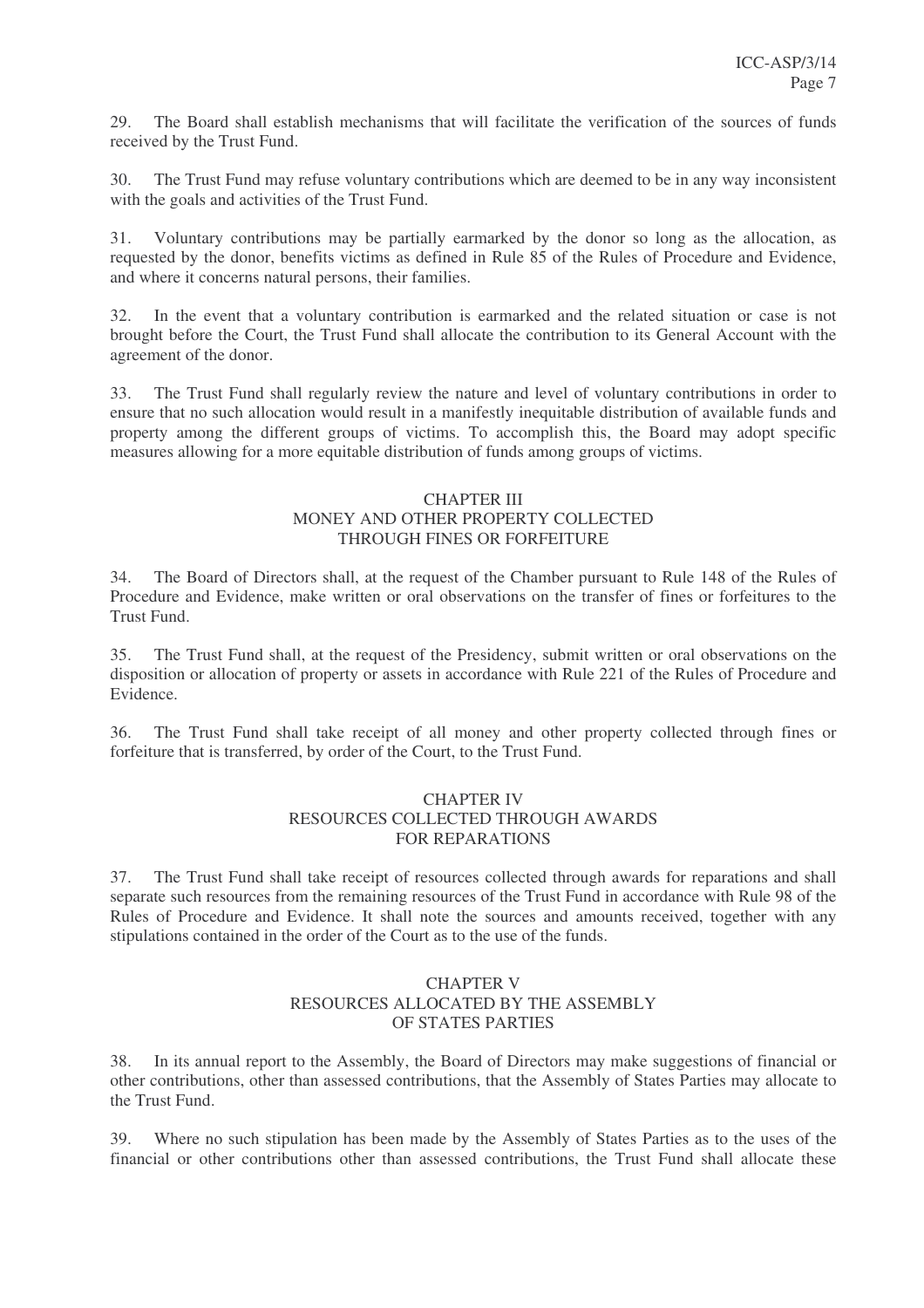29. The Board shall establish mechanisms that will facilitate the verification of the sources of funds received by the Trust Fund.

30. The Trust Fund may refuse voluntary contributions which are deemed to be in any way inconsistent with the goals and activities of the Trust Fund.

31. Voluntary contributions may be partially earmarked by the donor so long as the allocation, as requested by the donor, benefits victims as defined in Rule 85 of the Rules of Procedure and Evidence, and where it concerns natural persons, their families.

32. In the event that a voluntary contribution is earmarked and the related situation or case is not brought before the Court, the Trust Fund shall allocate the contribution to its General Account with the agreement of the donor.

33. The Trust Fund shall regularly review the nature and level of voluntary contributions in order to ensure that no such allocation would result in a manifestly inequitable distribution of available funds and property among the different groups of victims. To accomplish this, the Board may adopt specific measures allowing for a more equitable distribution of funds among groups of victims.

## CHAPTER III
## MONEY AND OTHER PROPERTY COLLECTED THROUGH FINES OR FORFEITURE

34. The Board of Directors shall, at the request of the Chamber pursuant to Rule 148 of the Rules of Procedure and Evidence, make written or oral observations on the transfer of fines or forfeitures to the Trust Fund.

35. The Trust Fund shall, at the request of the Presidency, submit written or oral observations on the disposition or allocation of property or assets in accordance with Rule 221 of the Rules of Procedure and Evidence.

36. The Trust Fund shall take receipt of all money and other property collected through fines or forfeiture that is transferred, by order of the Court, to the Trust Fund.

## CHAPTER IV
## RESOURCES COLLECTED THROUGH AWARDS FOR REPARATIONS

37. The Trust Fund shall take receipt of resources collected through awards for reparations and shall separate such resources from the remaining resources of the Trust Fund in accordance with Rule 98 of the Rules of Procedure and Evidence. It shall note the sources and amounts received, together with any stipulations contained in the order of the Court as to the use of the funds.

## CHAPTER V
## RESOURCES ALLOCATED BY THE ASSEMBLY OF STATES PARTIES

38. In its annual report to the Assembly, the Board of Directors may make suggestions of financial or other contributions, other than assessed contributions, that the Assembly of States Parties may allocate to the Trust Fund.

39. Where no such stipulation has been made by the Assembly of States Parties as to the uses of the financial or other contributions other than assessed contributions, the Trust Fund shall allocate these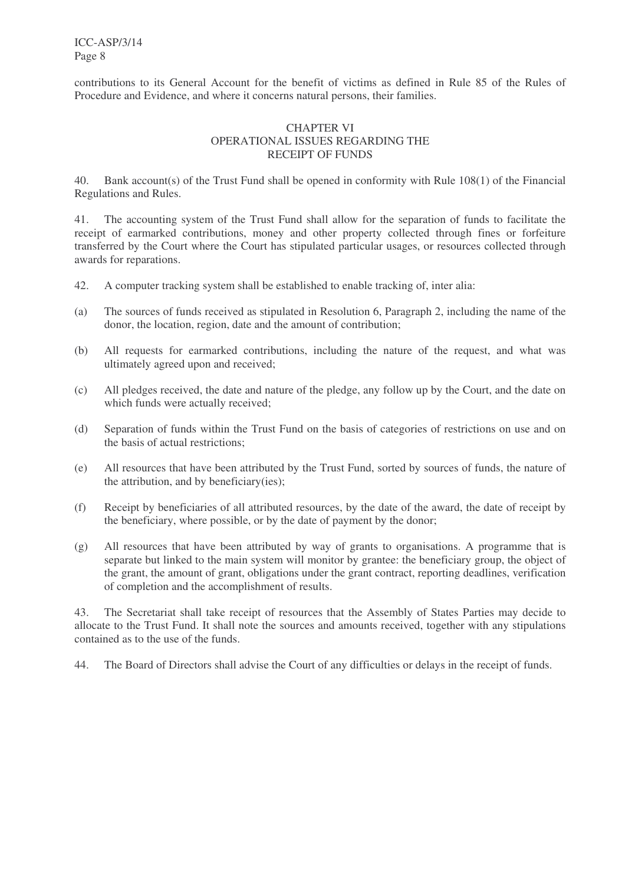contributions to its General Account for the benefit of victims as defined in Rule 85 of the Rules of Procedure and Evidence, and where it concerns natural persons, their families.

## CHAPTER VI
## OPERATIONAL ISSUES REGARDING THE RECEIPT OF FUNDS

40. Bank account(s) of the Trust Fund shall be opened in conformity with Rule 108(1) of the Financial Regulations and Rules.

41. The accounting system of the Trust Fund shall allow for the separation of funds to facilitate the receipt of earmarked contributions, money and other property collected through fines or forfeiture transferred by the Court where the Court has stipulated particular usages, or resources collected through awards for reparations.

42. A computer tracking system shall be established to enable tracking of, inter alia:

(a) The sources of funds received as stipulated in Resolution 6, Paragraph 2, including the name of the donor, the location, region, date and the amount of contribution;

(b) All requests for earmarked contributions, including the nature of the request, and what was ultimately agreed upon and received;

(c) All pledges received, the date and nature of the pledge, any follow up by the Court, and the date on which funds were actually received;

(d) Separation of funds within the Trust Fund on the basis of categories of restrictions on use and on the basis of actual restrictions;

(e) All resources that have been attributed by the Trust Fund, sorted by sources of funds, the nature of the attribution, and by beneficiary(ies);

(f) Receipt by beneficiaries of all attributed resources, by the date of the award, the date of receipt by the beneficiary, where possible, or by the date of payment by the donor;

(g) All resources that have been attributed by way of grants to organisations. A programme that is separate but linked to the main system will monitor by grantee: the beneficiary group, the object of the grant, the amount of grant, obligations under the grant contract, reporting deadlines, verification of completion and the accomplishment of results.

43. The Secretariat shall take receipt of resources that the Assembly of States Parties may decide to allocate to the Trust Fund. It shall note the sources and amounts received, together with any stipulations contained as to the use of the funds.

44. The Board of Directors shall advise the Court of any difficulties or delays in the receipt of funds.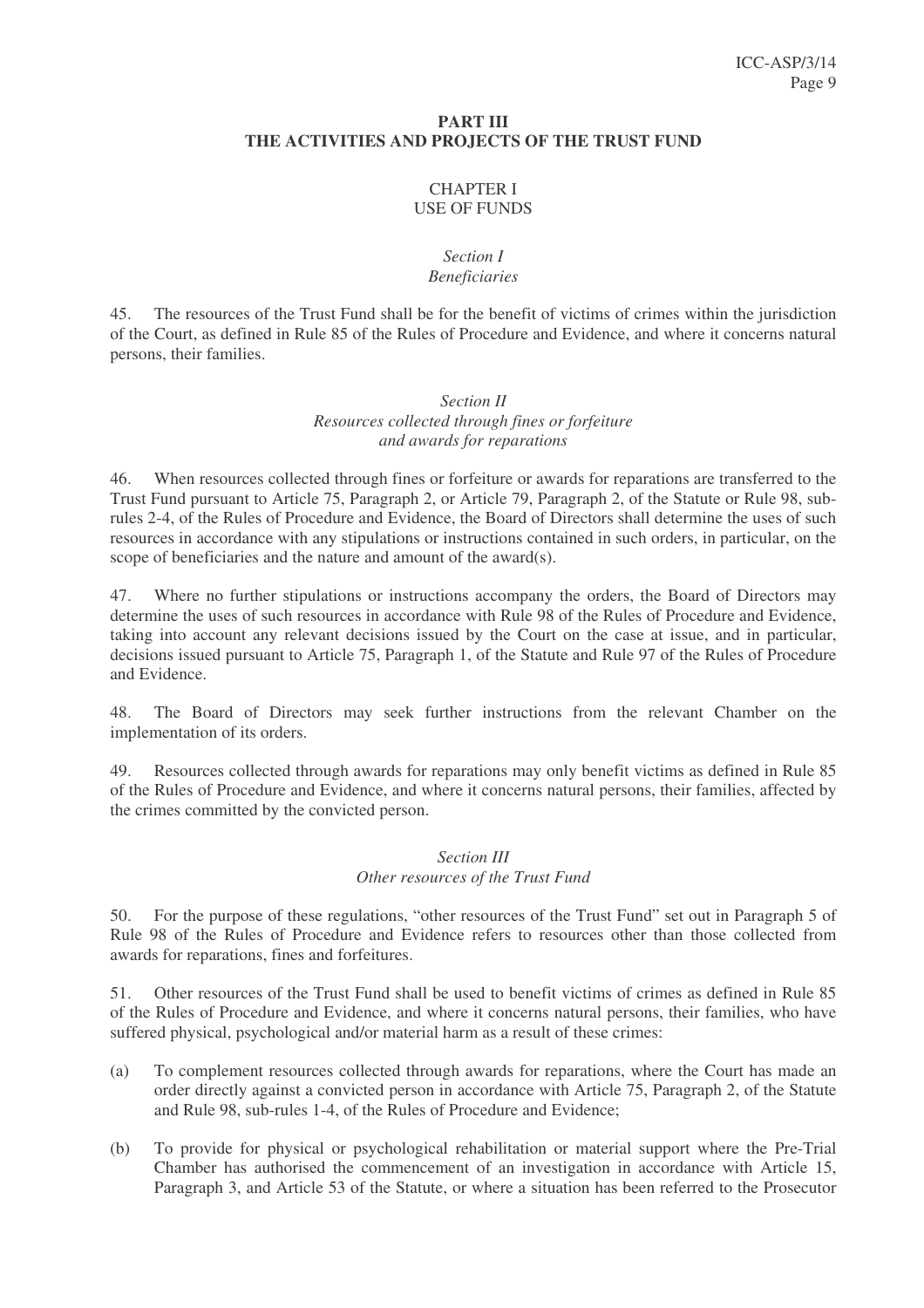## PART III
## THE ACTIVITIES AND PROJECTS OF THE TRUST FUND

### CHAPTER I
### USE OF FUNDS

#### *Section I*
#### *Beneficiaries*

45. The resources of the Trust Fund shall be for the benefit of victims of crimes within the jurisdiction of the Court, as defined in Rule 85 of the Rules of Procedure and Evidence, and where it concerns natural persons, their families.

#### *Section II*
#### *Resources collected through fines or forfeiture and awards for reparations*

46. When resources collected through fines or forfeiture or awards for reparations are transferred to the Trust Fund pursuant to Article 75, Paragraph 2, or Article 79, Paragraph 2, of the Statute or Rule 98, sub-rules 2-4, of the Rules of Procedure and Evidence, the Board of Directors shall determine the uses of such resources in accordance with any stipulations or instructions contained in such orders, in particular, on the scope of beneficiaries and the nature and amount of the award(s).

47. Where no further stipulations or instructions accompany the orders, the Board of Directors may determine the uses of such resources in accordance with Rule 98 of the Rules of Procedure and Evidence, taking into account any relevant decisions issued by the Court on the case at issue, and in particular, decisions issued pursuant to Article 75, Paragraph 1, of the Statute and Rule 97 of the Rules of Procedure and Evidence.

48. The Board of Directors may seek further instructions from the relevant Chamber on the implementation of its orders.

49. Resources collected through awards for reparations may only benefit victims as defined in Rule 85 of the Rules of Procedure and Evidence, and where it concerns natural persons, their families, affected by the crimes committed by the convicted person.

#### *Section III*
#### *Other resources of the Trust Fund*

50. For the purpose of these regulations, "other resources of the Trust Fund" set out in Paragraph 5 of Rule 98 of the Rules of Procedure and Evidence refers to resources other than those collected from awards for reparations, fines and forfeitures.

51. Other resources of the Trust Fund shall be used to benefit victims of crimes as defined in Rule 85 of the Rules of Procedure and Evidence, and where it concerns natural persons, their families, who have suffered physical, psychological and/or material harm as a result of these crimes:

(a) To complement resources collected through awards for reparations, where the Court has made an order directly against a convicted person in accordance with Article 75, Paragraph 2, of the Statute and Rule 98, sub-rules 1-4, of the Rules of Procedure and Evidence;

(b) To provide for physical or psychological rehabilitation or material support where the Pre-Trial Chamber has authorised the commencement of an investigation in accordance with Article 15, Paragraph 3, and Article 53 of the Statute, or where a situation has been referred to the Prosecutor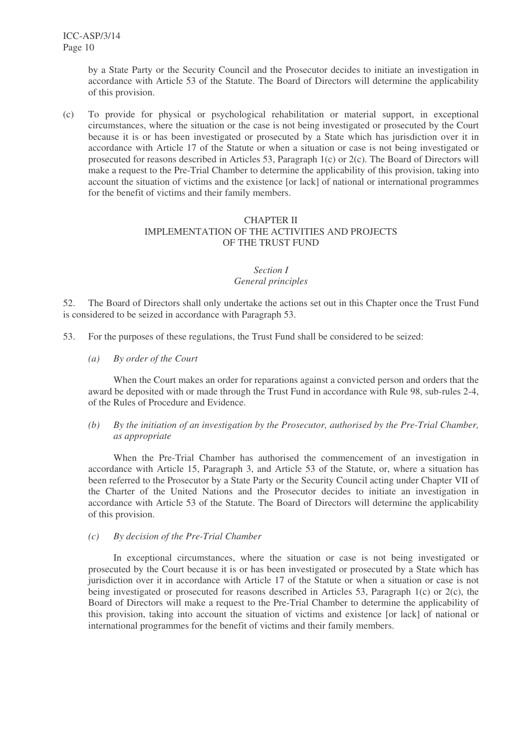by a State Party or the Security Council and the Prosecutor decides to initiate an investigation in accordance with Article 53 of the Statute. The Board of Directors will determine the applicability of this provision.

(c) To provide for physical or psychological rehabilitation or material support, in exceptional circumstances, where the situation or the case is not being investigated or prosecuted by the Court because it is or has been investigated or prosecuted by a State which has jurisdiction over it in accordance with Article 17 of the Statute or when a situation or case is not being investigated or prosecuted for reasons described in Articles 53, Paragraph 1(c) or 2(c). The Board of Directors will make a request to the Pre-Trial Chamber to determine the applicability of this provision, taking into account the situation of victims and the existence [or lack] of national or international programmes for the benefit of victims and their family members.

## CHAPTER II
## IMPLEMENTATION OF THE ACTIVITIES AND PROJECTS OF THE TRUST FUND

### *Section I*
### *General principles*

52. The Board of Directors shall only undertake the actions set out in this Chapter once the Trust Fund is considered to be seized in accordance with Paragraph 53.

53. For the purposes of these regulations, the Trust Fund shall be considered to be seized:

*(a) By order of the Court*

When the Court makes an order for reparations against a convicted person and orders that the award be deposited with or made through the Trust Fund in accordance with Rule 98, sub-rules 2-4, of the Rules of Procedure and Evidence.

*(b) By the initiation of an investigation by the Prosecutor, authorised by the Pre-Trial Chamber, as appropriate*

When the Pre-Trial Chamber has authorised the commencement of an investigation in accordance with Article 15, Paragraph 3, and Article 53 of the Statute, or, where a situation has been referred to the Prosecutor by a State Party or the Security Council acting under Chapter VII of the Charter of the United Nations and the Prosecutor decides to initiate an investigation in accordance with Article 53 of the Statute. The Board of Directors will determine the applicability of this provision.

*(c) By decision of the Pre-Trial Chamber*

In exceptional circumstances, where the situation or case is not being investigated or prosecuted by the Court because it is or has been investigated or prosecuted by a State which has jurisdiction over it in accordance with Article 17 of the Statute or when a situation or case is not being investigated or prosecuted for reasons described in Articles 53, Paragraph 1(c) or 2(c), the Board of Directors will make a request to the Pre-Trial Chamber to determine the applicability of this provision, taking into account the situation of victims and existence [or lack] of national or international programmes for the benefit of victims and their family members.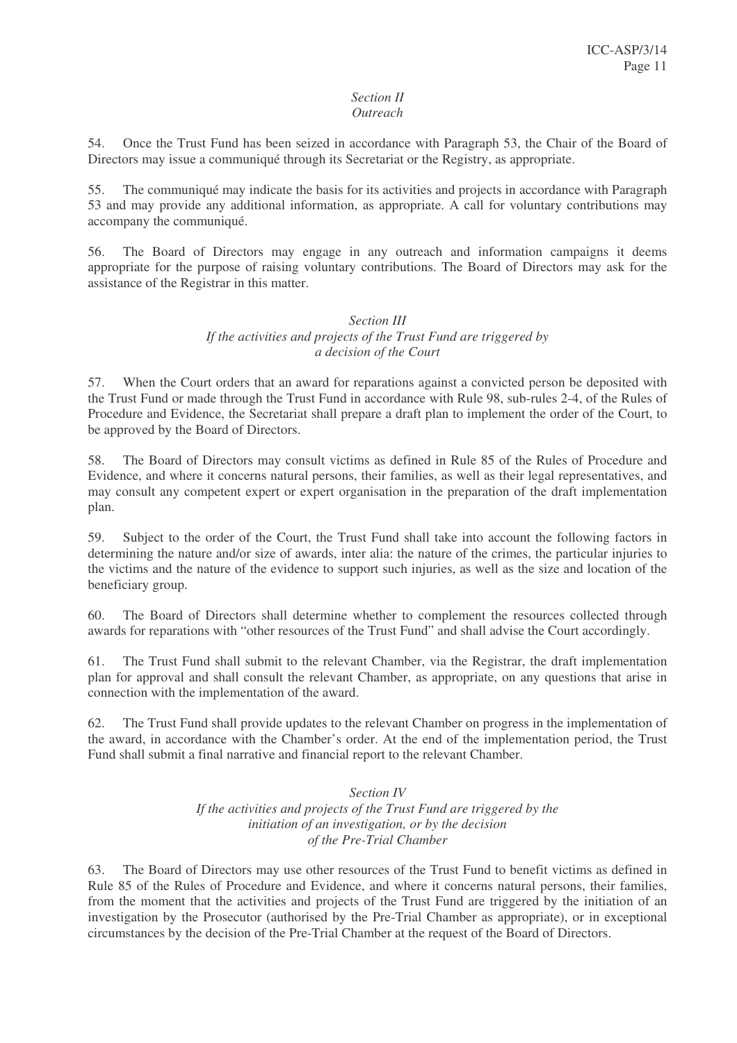*Section II*
*Outreach*

54. Once the Trust Fund has been seized in accordance with Paragraph 53, the Chair of the Board of Directors may issue a communiqué through its Secretariat or the Registry, as appropriate.

55. The communiqué may indicate the basis for its activities and projects in accordance with Paragraph 53 and may provide any additional information, as appropriate. A call for voluntary contributions may accompany the communiqué.

56. The Board of Directors may engage in any outreach and information campaigns it deems appropriate for the purpose of raising voluntary contributions. The Board of Directors may ask for the assistance of the Registrar in this matter.

*Section III*
*If the activities and projects of the Trust Fund are triggered by a decision of the Court*

57. When the Court orders that an award for reparations against a convicted person be deposited with the Trust Fund or made through the Trust Fund in accordance with Rule 98, sub-rules 2-4, of the Rules of Procedure and Evidence, the Secretariat shall prepare a draft plan to implement the order of the Court, to be approved by the Board of Directors.

58. The Board of Directors may consult victims as defined in Rule 85 of the Rules of Procedure and Evidence, and where it concerns natural persons, their families, as well as their legal representatives, and may consult any competent expert or expert organisation in the preparation of the draft implementation plan.

59. Subject to the order of the Court, the Trust Fund shall take into account the following factors in determining the nature and/or size of awards, inter alia: the nature of the crimes, the particular injuries to the victims and the nature of the evidence to support such injuries, as well as the size and location of the beneficiary group.

60. The Board of Directors shall determine whether to complement the resources collected through awards for reparations with "other resources of the Trust Fund" and shall advise the Court accordingly.

61. The Trust Fund shall submit to the relevant Chamber, via the Registrar, the draft implementation plan for approval and shall consult the relevant Chamber, as appropriate, on any questions that arise in connection with the implementation of the award.

62. The Trust Fund shall provide updates to the relevant Chamber on progress in the implementation of the award, in accordance with the Chamber's order. At the end of the implementation period, the Trust Fund shall submit a final narrative and financial report to the relevant Chamber.

*Section IV*
*If the activities and projects of the Trust Fund are triggered by the initiation of an investigation, or by the decision of the Pre-Trial Chamber*

63. The Board of Directors may use other resources of the Trust Fund to benefit victims as defined in Rule 85 of the Rules of Procedure and Evidence, and where it concerns natural persons, their families, from the moment that the activities and projects of the Trust Fund are triggered by the initiation of an investigation by the Prosecutor (authorised by the Pre-Trial Chamber as appropriate), or in exceptional circumstances by the decision of the Pre-Trial Chamber at the request of the Board of Directors.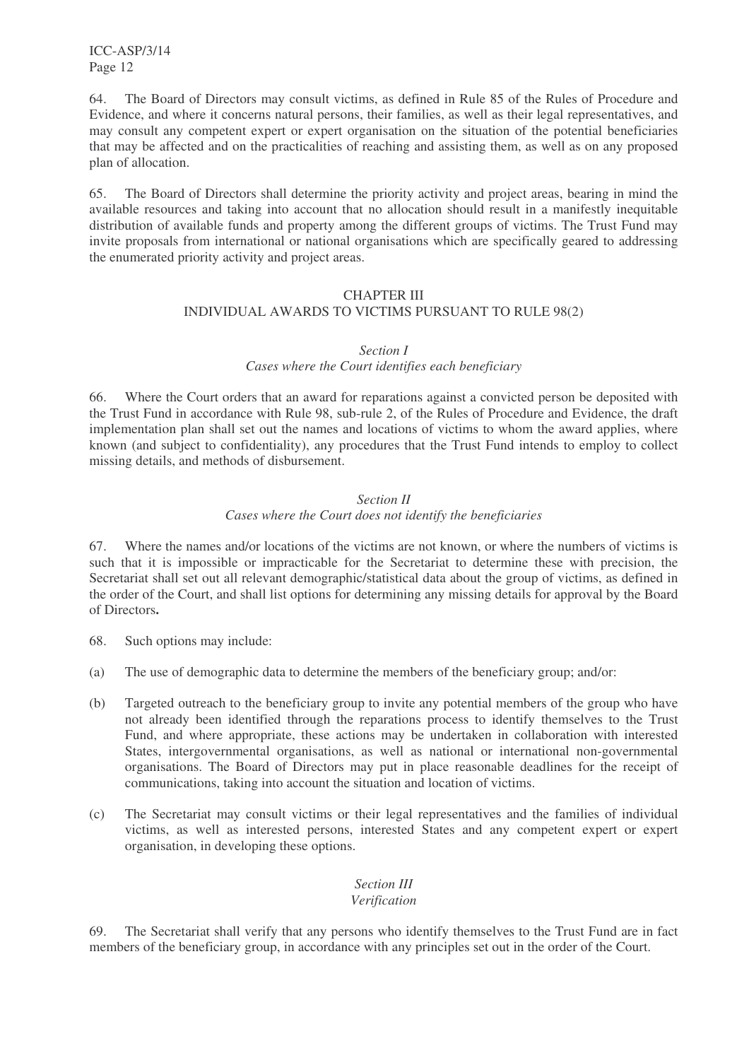64. The Board of Directors may consult victims, as defined in Rule 85 of the Rules of Procedure and Evidence, and where it concerns natural persons, their families, as well as their legal representatives, and may consult any competent expert or expert organisation on the situation of the potential beneficiaries that may be affected and on the practicalities of reaching and assisting them, as well as on any proposed plan of allocation.

65. The Board of Directors shall determine the priority activity and project areas, bearing in mind the available resources and taking into account that no allocation should result in a manifestly inequitable distribution of available funds and property among the different groups of victims. The Trust Fund may invite proposals from international or national organisations which are specifically geared to addressing the enumerated priority activity and project areas.

## CHAPTER III
## INDIVIDUAL AWARDS TO VICTIMS PURSUANT TO RULE 98(2)

### *Section I*
### *Cases where the Court identifies each beneficiary*

66. Where the Court orders that an award for reparations against a convicted person be deposited with the Trust Fund in accordance with Rule 98, sub-rule 2, of the Rules of Procedure and Evidence, the draft implementation plan shall set out the names and locations of victims to whom the award applies, where known (and subject to confidentiality), any procedures that the Trust Fund intends to employ to collect missing details, and methods of disbursement.

### *Section II*
### *Cases where the Court does not identify the beneficiaries*

67. Where the names and/or locations of the victims are not known, or where the numbers of victims is such that it is impossible or impracticable for the Secretariat to determine these with precision, the Secretariat shall set out all relevant demographic/statistical data about the group of victims, as defined in the order of the Court, and shall list options for determining any missing details for approval by the Board of Directors**.**

68. Such options may include:

(a) The use of demographic data to determine the members of the beneficiary group; and/or:

(b) Targeted outreach to the beneficiary group to invite any potential members of the group who have not already been identified through the reparations process to identify themselves to the Trust Fund, and where appropriate, these actions may be undertaken in collaboration with interested States, intergovernmental organisations, as well as national or international non-governmental organisations. The Board of Directors may put in place reasonable deadlines for the receipt of communications, taking into account the situation and location of victims.

(c) The Secretariat may consult victims or their legal representatives and the families of individual victims, as well as interested persons, interested States and any competent expert or expert organisation, in developing these options.

### *Section III*
### *Verification*

69. The Secretariat shall verify that any persons who identify themselves to the Trust Fund are in fact members of the beneficiary group, in accordance with any principles set out in the order of the Court.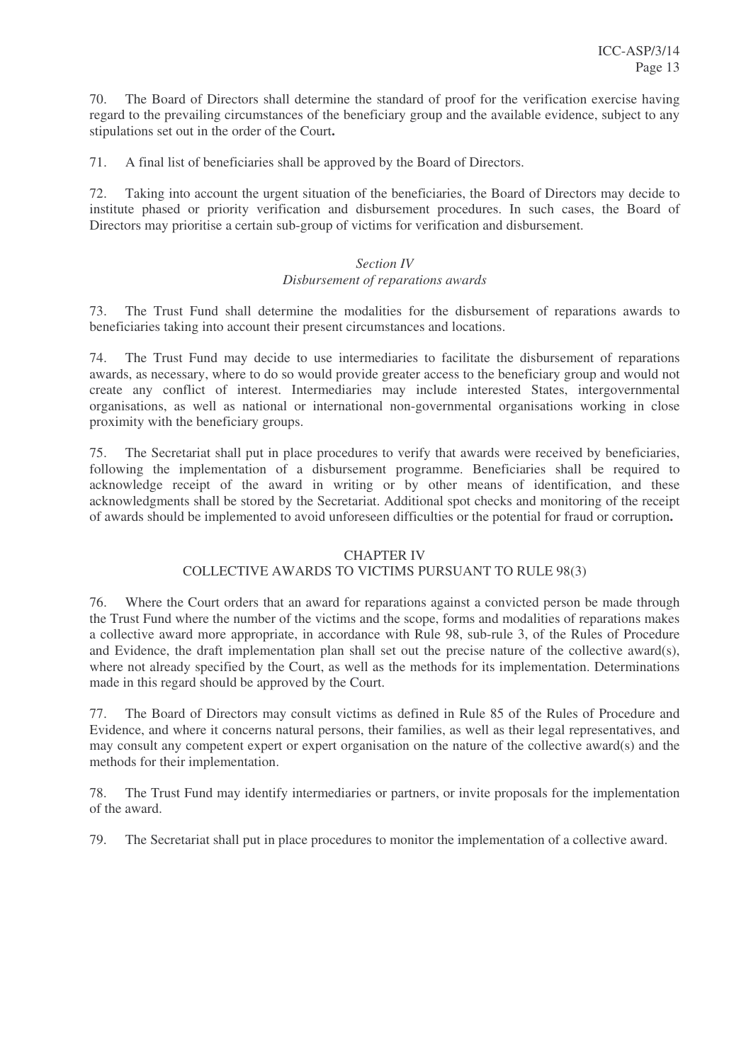70. The Board of Directors shall determine the standard of proof for the verification exercise having regard to the prevailing circumstances of the beneficiary group and the available evidence, subject to any stipulations set out in the order of the Court**.**

71. A final list of beneficiaries shall be approved by the Board of Directors.

72. Taking into account the urgent situation of the beneficiaries, the Board of Directors may decide to institute phased or priority verification and disbursement procedures. In such cases, the Board of Directors may prioritise a certain sub-group of victims for verification and disbursement.

### *Section IV*
### *Disbursement of reparations awards*

73. The Trust Fund shall determine the modalities for the disbursement of reparations awards to beneficiaries taking into account their present circumstances and locations.

74. The Trust Fund may decide to use intermediaries to facilitate the disbursement of reparations awards, as necessary, where to do so would provide greater access to the beneficiary group and would not create any conflict of interest. Intermediaries may include interested States, intergovernmental organisations, as well as national or international non-governmental organisations working in close proximity with the beneficiary groups.

75. The Secretariat shall put in place procedures to verify that awards were received by beneficiaries, following the implementation of a disbursement programme. Beneficiaries shall be required to acknowledge receipt of the award in writing or by other means of identification, and these acknowledgments shall be stored by the Secretariat. Additional spot checks and monitoring of the receipt of awards should be implemented to avoid unforeseen difficulties or the potential for fraud or corruption**.**

## CHAPTER IV
## COLLECTIVE AWARDS TO VICTIMS PURSUANT TO RULE 98(3)

76. Where the Court orders that an award for reparations against a convicted person be made through the Trust Fund where the number of the victims and the scope, forms and modalities of reparations makes a collective award more appropriate, in accordance with Rule 98, sub-rule 3, of the Rules of Procedure and Evidence, the draft implementation plan shall set out the precise nature of the collective award(s), where not already specified by the Court, as well as the methods for its implementation. Determinations made in this regard should be approved by the Court.

77. The Board of Directors may consult victims as defined in Rule 85 of the Rules of Procedure and Evidence, and where it concerns natural persons, their families, as well as their legal representatives, and may consult any competent expert or expert organisation on the nature of the collective award(s) and the methods for their implementation.

78. The Trust Fund may identify intermediaries or partners, or invite proposals for the implementation of the award.

79. The Secretariat shall put in place procedures to monitor the implementation of a collective award.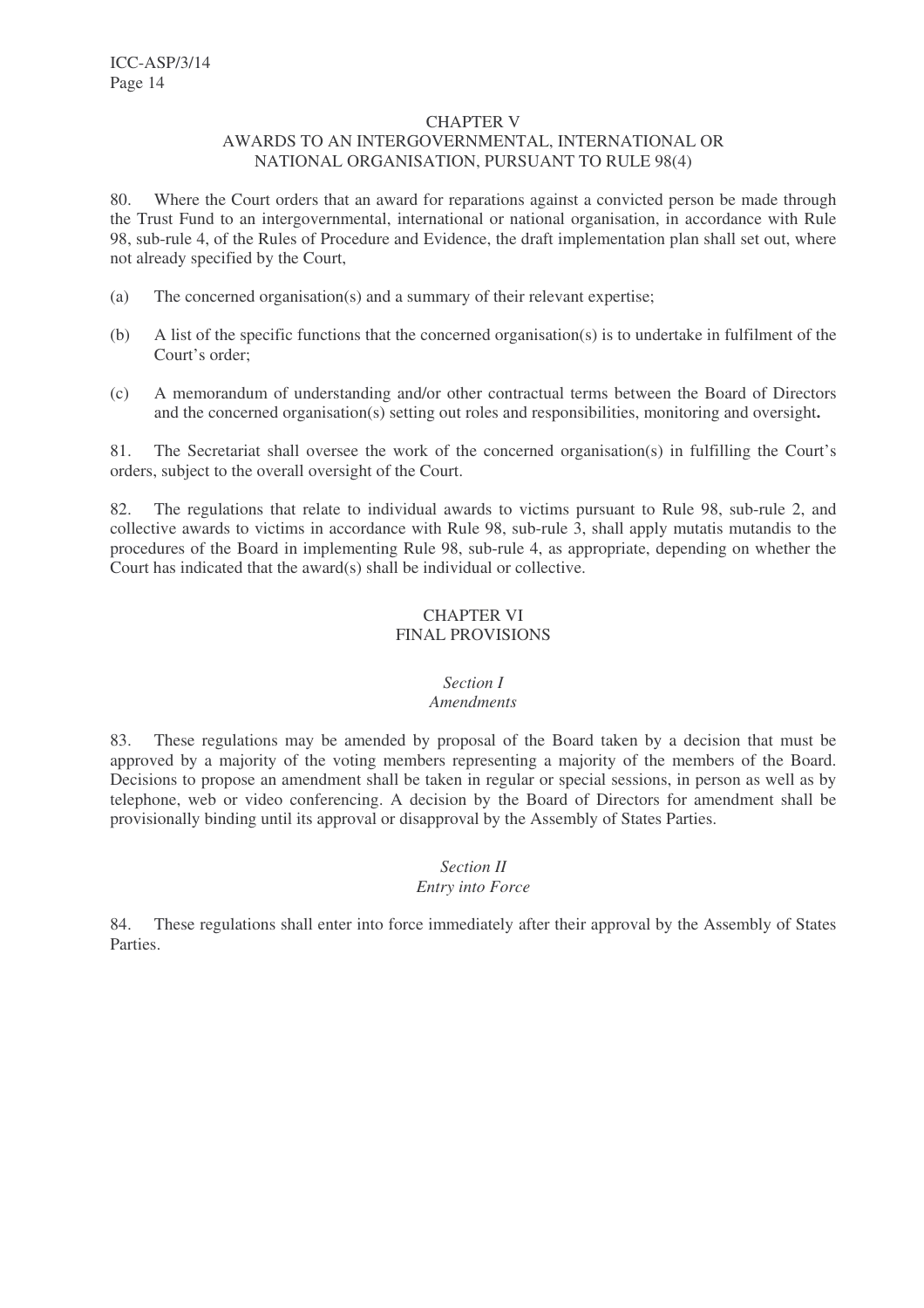## CHAPTER V
## AWARDS TO AN INTERGOVERNMENTAL, INTERNATIONAL OR NATIONAL ORGANISATION, PURSUANT TO RULE 98(4)

80. Where the Court orders that an award for reparations against a convicted person be made through the Trust Fund to an intergovernmental, international or national organisation, in accordance with Rule 98, sub-rule 4, of the Rules of Procedure and Evidence, the draft implementation plan shall set out, where not already specified by the Court,

(a) The concerned organisation(s) and a summary of their relevant expertise;

(b) A list of the specific functions that the concerned organisation(s) is to undertake in fulfilment of the Court's order;

(c) A memorandum of understanding and/or other contractual terms between the Board of Directors and the concerned organisation(s) setting out roles and responsibilities, monitoring and oversight**.**

81. The Secretariat shall oversee the work of the concerned organisation(s) in fulfilling the Court's orders, subject to the overall oversight of the Court.

82. The regulations that relate to individual awards to victims pursuant to Rule 98, sub-rule 2, and collective awards to victims in accordance with Rule 98, sub-rule 3, shall apply mutatis mutandis to the procedures of the Board in implementing Rule 98, sub-rule 4, as appropriate, depending on whether the Court has indicated that the award(s) shall be individual or collective.

## CHAPTER VI
## FINAL PROVISIONS

### *Section I*
### *Amendments*

83. These regulations may be amended by proposal of the Board taken by a decision that must be approved by a majority of the voting members representing a majority of the members of the Board. Decisions to propose an amendment shall be taken in regular or special sessions, in person as well as by telephone, web or video conferencing. A decision by the Board of Directors for amendment shall be provisionally binding until its approval or disapproval by the Assembly of States Parties.

### *Section II*
### *Entry into Force*

84. These regulations shall enter into force immediately after their approval by the Assembly of States Parties.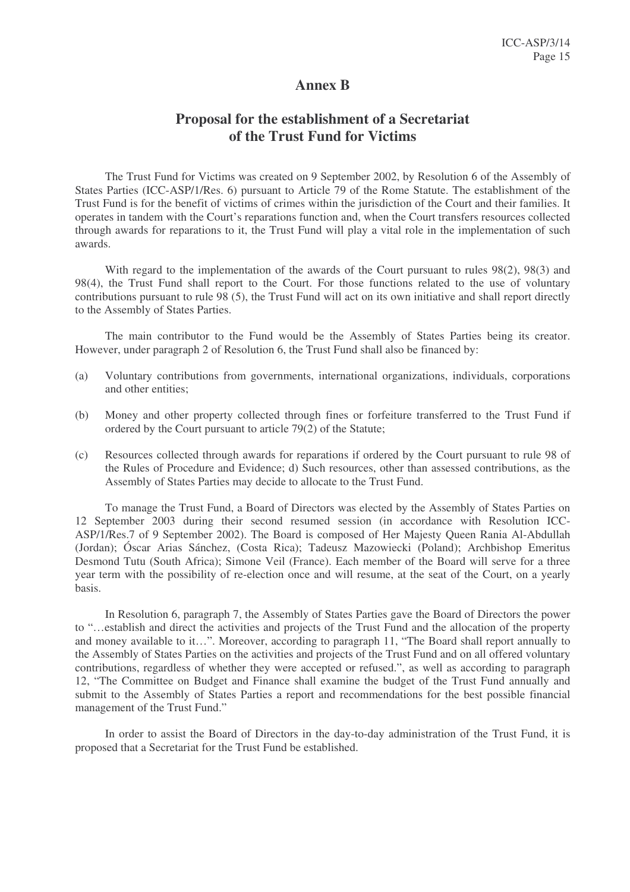## Annex B

## Proposal for the establishment of a Secretariat of the Trust Fund for Victims

The Trust Fund for Victims was created on 9 September 2002, by Resolution 6 of the Assembly of States Parties (ICC-ASP/1/Res. 6) pursuant to Article 79 of the Rome Statute. The establishment of the Trust Fund is for the benefit of victims of crimes within the jurisdiction of the Court and their families. It operates in tandem with the Court's reparations function and, when the Court transfers resources collected through awards for reparations to it, the Trust Fund will play a vital role in the implementation of such awards.

With regard to the implementation of the awards of the Court pursuant to rules 98(2), 98(3) and 98(4), the Trust Fund shall report to the Court. For those functions related to the use of voluntary contributions pursuant to rule 98 (5), the Trust Fund will act on its own initiative and shall report directly to the Assembly of States Parties.

The main contributor to the Fund would be the Assembly of States Parties being its creator. However, under paragraph 2 of Resolution 6, the Trust Fund shall also be financed by:

(a) Voluntary contributions from governments, international organizations, individuals, corporations and other entities;

(b) Money and other property collected through fines or forfeiture transferred to the Trust Fund if ordered by the Court pursuant to article 79(2) of the Statute;

(c) Resources collected through awards for reparations if ordered by the Court pursuant to rule 98 of the Rules of Procedure and Evidence; d) Such resources, other than assessed contributions, as the Assembly of States Parties may decide to allocate to the Trust Fund.

To manage the Trust Fund, a Board of Directors was elected by the Assembly of States Parties on 12 September 2003 during their second resumed session (in accordance with Resolution ICC-ASP/1/Res.7 of 9 September 2002). The Board is composed of Her Majesty Queen Rania Al-Abdullah (Jordan); Óscar Arias Sánchez, (Costa Rica); Tadeusz Mazowiecki (Poland); Archbishop Emeritus Desmond Tutu (South Africa); Simone Veil (France). Each member of the Board will serve for a three year term with the possibility of re-election once and will resume, at the seat of the Court, on a yearly basis.

In Resolution 6, paragraph 7, the Assembly of States Parties gave the Board of Directors the power to "…establish and direct the activities and projects of the Trust Fund and the allocation of the property and money available to it…". Moreover, according to paragraph 11, "The Board shall report annually to the Assembly of States Parties on the activities and projects of the Trust Fund and on all offered voluntary contributions, regardless of whether they were accepted or refused.", as well as according to paragraph 12, "The Committee on Budget and Finance shall examine the budget of the Trust Fund annually and submit to the Assembly of States Parties a report and recommendations for the best possible financial management of the Trust Fund."

In order to assist the Board of Directors in the day-to-day administration of the Trust Fund, it is proposed that a Secretariat for the Trust Fund be established.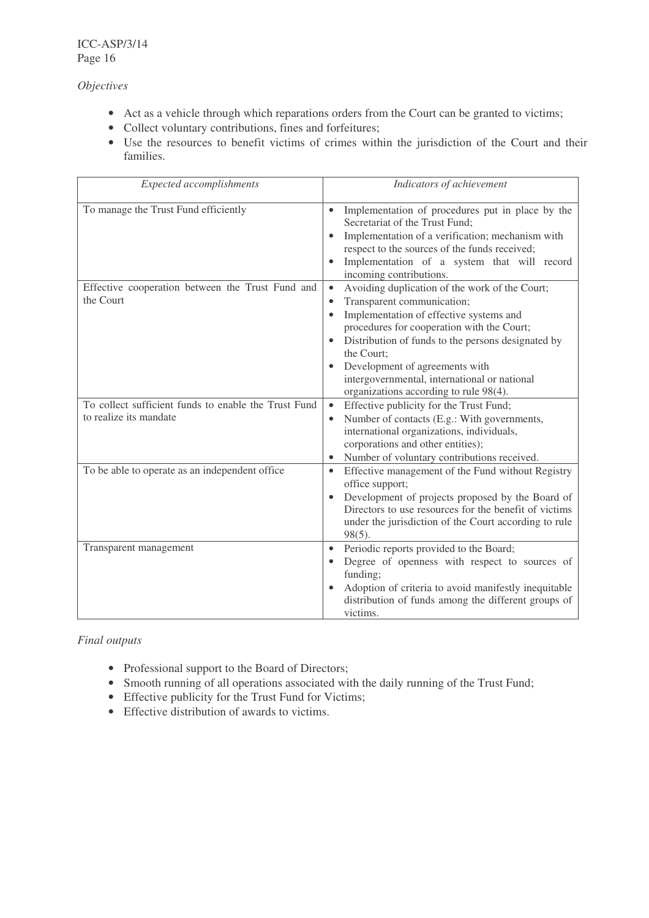*Objectives*

- Act as a vehicle through which reparations orders from the Court can be granted to victims;
- Collect voluntary contributions, fines and forfeitures;
- Use the resources to benefit victims of crimes within the jurisdiction of the Court and their families.

| *Expected accomplishments* | *Indicators of achievement* |
|---|---|
| To manage the Trust Fund efficiently | • Implementation of procedures put in place by the Secretariat of the Trust Fund;<br>• Implementation of a verification; mechanism with respect to the sources of the funds received;<br>• Implementation of a system that will record incoming contributions. |
| Effective cooperation between the Trust Fund and the Court | • Avoiding duplication of the work of the Court;<br>• Transparent communication;<br>• Implementation of effective systems and procedures for cooperation with the Court;<br>• Distribution of funds to the persons designated by the Court;<br>• Development of agreements with intergovernmental, international or national organizations according to rule 98(4). |
| To collect sufficient funds to enable the Trust Fund to realize its mandate | • Effective publicity for the Trust Fund;<br>• Number of contacts (E.g.: With governments, international organizations, individuals, corporations and other entities);<br>• Number of voluntary contributions received. |
| To be able to operate as an independent office | • Effective management of the Fund without Registry office support;<br>• Development of projects proposed by the Board of Directors to use resources for the benefit of victims under the jurisdiction of the Court according to rule 98(5). |
| Transparent management | • Periodic reports provided to the Board;<br>• Degree of openness with respect to sources of funding;<br>• Adoption of criteria to avoid manifestly inequitable distribution of funds among the different groups of victims. |

*Final outputs*

- Professional support to the Board of Directors;
- Smooth running of all operations associated with the daily running of the Trust Fund;
- Effective publicity for the Trust Fund for Victims;
- Effective distribution of awards to victims.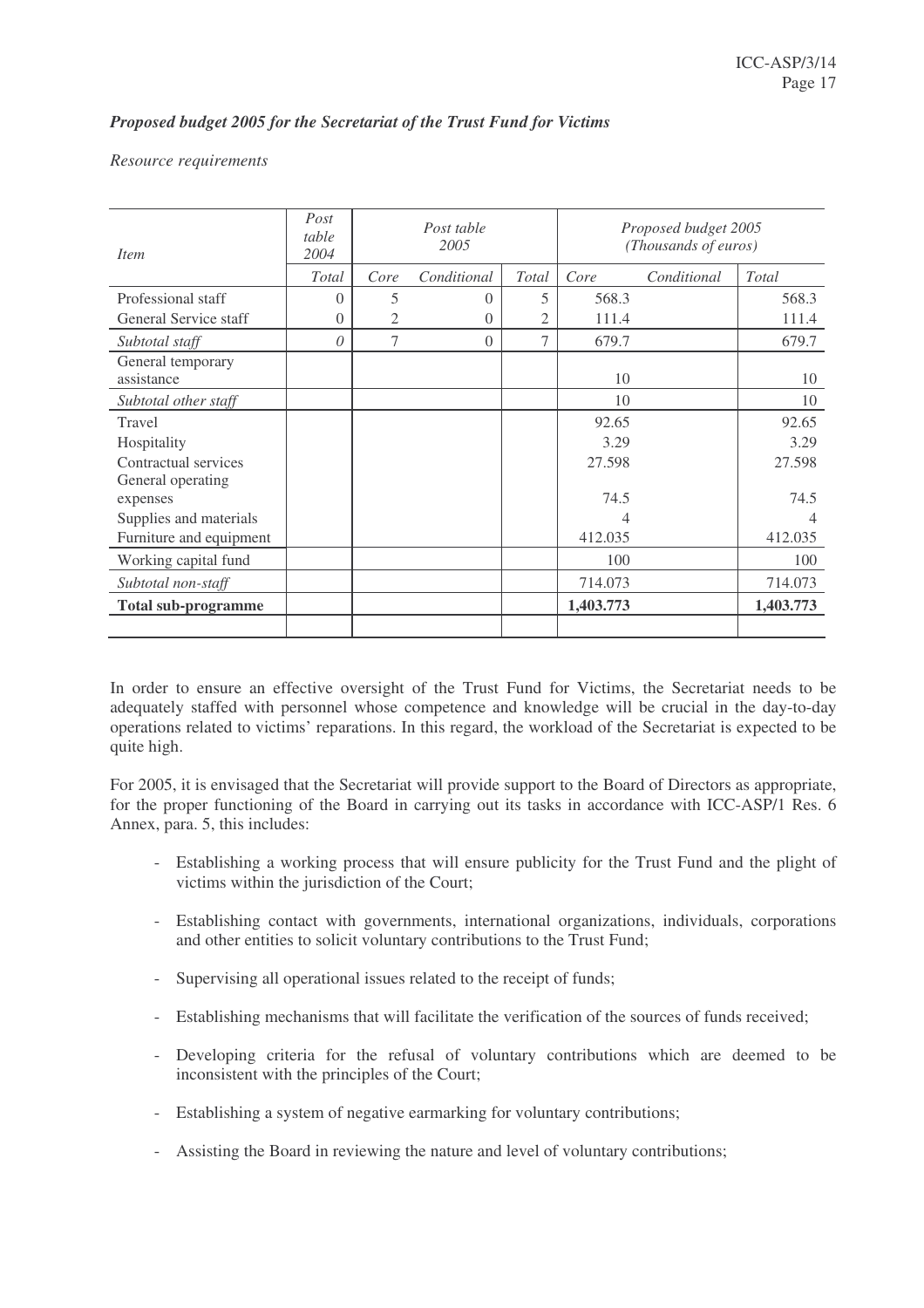***Proposed budget 2005 for the Secretariat of the Trust Fund for Victims***

*Resource requirements*

| *Item* | *Post table 2004* | *Post table 2005* | | | *Proposed budget 2005 (Thousands of euros)* | | |
|---|---|---|---|---|---|---|---|
| | *Total* | *Core* | *Conditional* | *Total* | *Core* | *Conditional* | *Total* |
| Professional staff | 0 | 5 | 0 | 5 | 568.3 | | 568.3 |
| General Service staff | 0 | 2 | 0 | 2 | 111.4 | | 111.4 |
| *Subtotal staff* | *0* | 7 | 0 | 7 | 679.7 | | 679.7 |
| General temporary assistance | | | | | 10 | | 10 |
| *Subtotal other staff* | | | | | 10 | | 10 |
| Travel | | | | | 92.65 | | 92.65 |
| Hospitality | | | | | 3.29 | | 3.29 |
| Contractual services | | | | | 27.598 | | 27.598 |
| General operating expenses | | | | | 74.5 | | 74.5 |
| Supplies and materials | | | | | 4 | | 4 |
| Furniture and equipment | | | | | 412.035 | | 412.035 |
| Working capital fund | | | | | 100 | | 100 |
| *Subtotal non-staff* | | | | | 714.073 | | 714.073 |
| **Total sub-programme** | | | | | **1,403.773** | | **1,403.773** |

In order to ensure an effective oversight of the Trust Fund for Victims, the Secretariat needs to be adequately staffed with personnel whose competence and knowledge will be crucial in the day-to-day operations related to victims' reparations. In this regard, the workload of the Secretariat is expected to be quite high.

For 2005, it is envisaged that the Secretariat will provide support to the Board of Directors as appropriate, for the proper functioning of the Board in carrying out its tasks in accordance with ICC-ASP/1 Res. 6 Annex, para. 5, this includes:

- Establishing a working process that will ensure publicity for the Trust Fund and the plight of victims within the jurisdiction of the Court;
- Establishing contact with governments, international organizations, individuals, corporations and other entities to solicit voluntary contributions to the Trust Fund;
- Supervising all operational issues related to the receipt of funds;
- Establishing mechanisms that will facilitate the verification of the sources of funds received;
- Developing criteria for the refusal of voluntary contributions which are deemed to be inconsistent with the principles of the Court;
- Establishing a system of negative earmarking for voluntary contributions;
- Assisting the Board in reviewing the nature and level of voluntary contributions;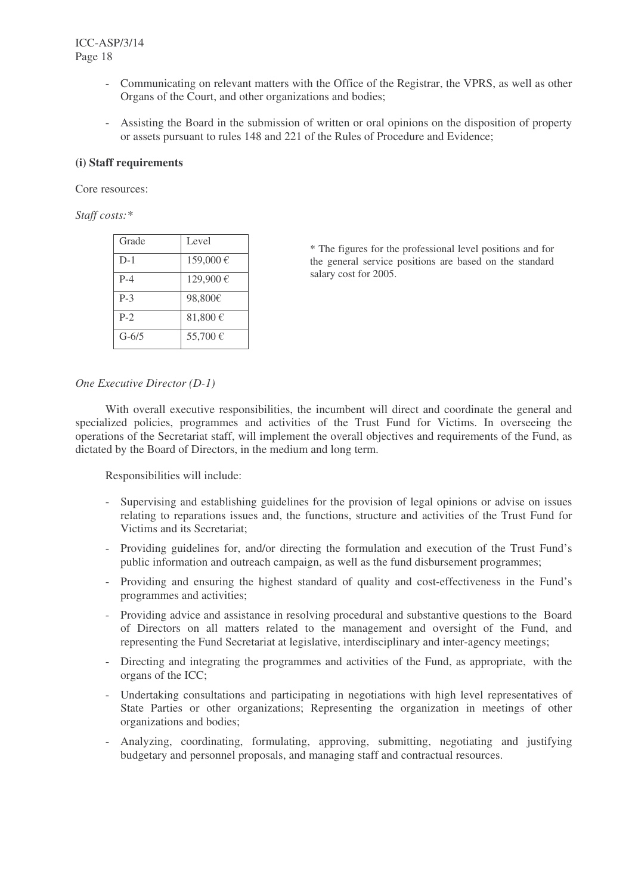- Communicating on relevant matters with the Office of the Registrar, the VPRS, as well as other Organs of the Court, and other organizations and bodies;

- Assisting the Board in the submission of written or oral opinions on the disposition of property or assets pursuant to rules 148 and 221 of the Rules of Procedure and Evidence;

**(i) Staff requirements**

Core resources:

*Staff costs:**

| Grade | Level |
|---|---|
| D-1 | 159,000 € |
| P-4 | 129,900 € |
| P-3 | 98,800€ |
| P-2 | 81,800 € |
| G-6/5 | 55,700 € |

* The figures for the professional level positions and for the general service positions are based on the standard salary cost for 2005.

*One Executive Director (D-1)*

With overall executive responsibilities, the incumbent will direct and coordinate the general and specialized policies, programmes and activities of the Trust Fund for Victims. In overseeing the operations of the Secretariat staff, will implement the overall objectives and requirements of the Fund, as dictated by the Board of Directors, in the medium and long term.

Responsibilities will include:

- Supervising and establishing guidelines for the provision of legal opinions or advise on issues relating to reparations issues and, the functions, structure and activities of the Trust Fund for Victims and its Secretariat;

- Providing guidelines for, and/or directing the formulation and execution of the Trust Fund's public information and outreach campaign, as well as the fund disbursement programmes;

- Providing and ensuring the highest standard of quality and cost-effectiveness in the Fund's programmes and activities;

- Providing advice and assistance in resolving procedural and substantive questions to the Board of Directors on all matters related to the management and oversight of the Fund, and representing the Fund Secretariat at legislative, interdisciplinary and inter-agency meetings;

- Directing and integrating the programmes and activities of the Fund, as appropriate, with the organs of the ICC;

- Undertaking consultations and participating in negotiations with high level representatives of State Parties or other organizations; Representing the organization in meetings of other organizations and bodies;

- Analyzing, coordinating, formulating, approving, submitting, negotiating and justifying budgetary and personnel proposals, and managing staff and contractual resources.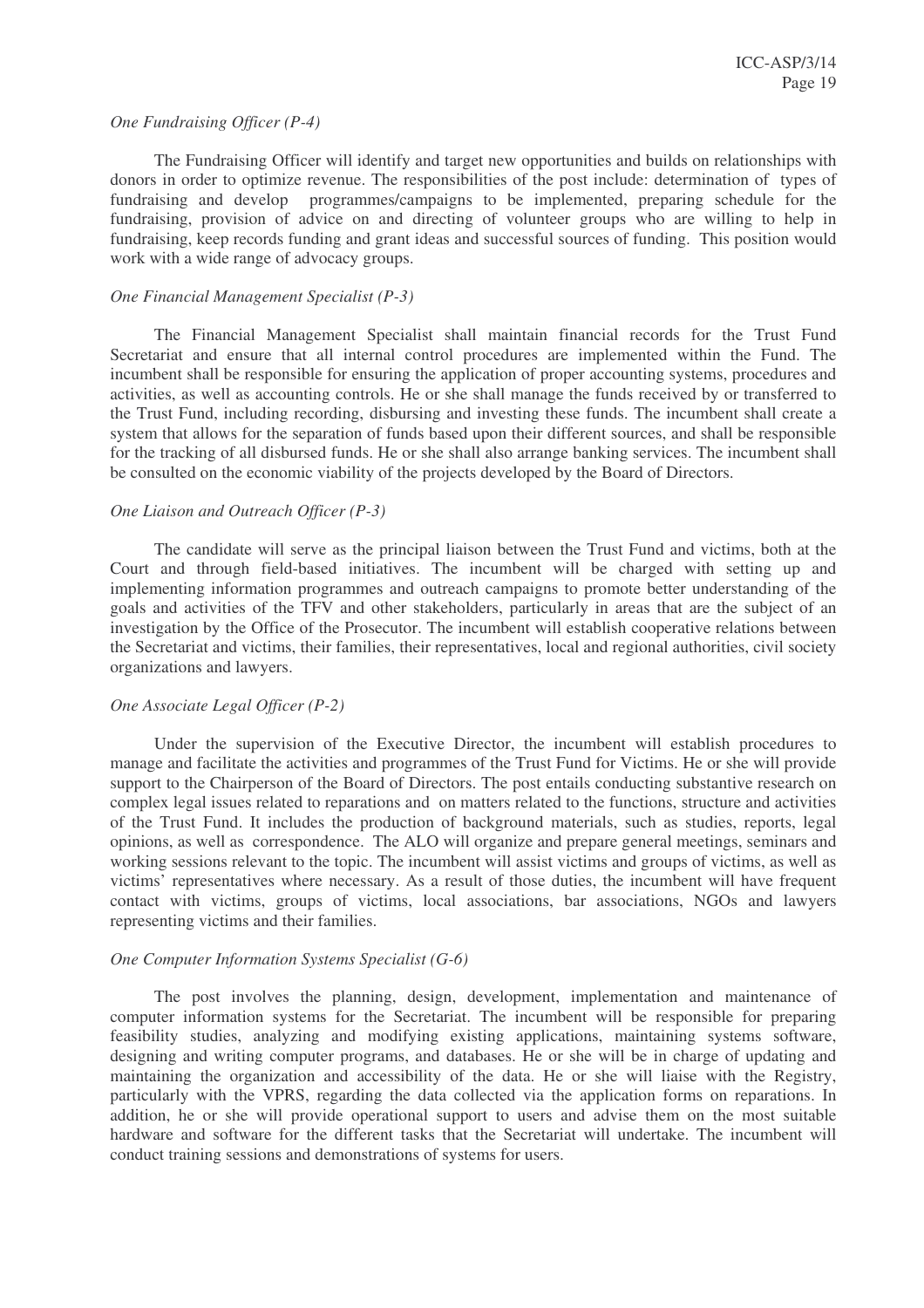*One Fundraising Officer (P-4)*

The Fundraising Officer will identify and target new opportunities and builds on relationships with donors in order to optimize revenue. The responsibilities of the post include: determination of types of fundraising and develop programmes/campaigns to be implemented, preparing schedule for the fundraising, provision of advice on and directing of volunteer groups who are willing to help in fundraising, keep records funding and grant ideas and successful sources of funding. This position would work with a wide range of advocacy groups.

*One Financial Management Specialist (P-3)*

The Financial Management Specialist shall maintain financial records for the Trust Fund Secretariat and ensure that all internal control procedures are implemented within the Fund. The incumbent shall be responsible for ensuring the application of proper accounting systems, procedures and activities, as well as accounting controls. He or she shall manage the funds received by or transferred to the Trust Fund, including recording, disbursing and investing these funds. The incumbent shall create a system that allows for the separation of funds based upon their different sources, and shall be responsible for the tracking of all disbursed funds. He or she shall also arrange banking services. The incumbent shall be consulted on the economic viability of the projects developed by the Board of Directors.

*One Liaison and Outreach Officer (P-3)*

The candidate will serve as the principal liaison between the Trust Fund and victims, both at the Court and through field-based initiatives. The incumbent will be charged with setting up and implementing information programmes and outreach campaigns to promote better understanding of the goals and activities of the TFV and other stakeholders, particularly in areas that are the subject of an investigation by the Office of the Prosecutor. The incumbent will establish cooperative relations between the Secretariat and victims, their families, their representatives, local and regional authorities, civil society organizations and lawyers.

*One Associate Legal Officer (P-2)*

Under the supervision of the Executive Director, the incumbent will establish procedures to manage and facilitate the activities and programmes of the Trust Fund for Victims. He or she will provide support to the Chairperson of the Board of Directors. The post entails conducting substantive research on complex legal issues related to reparations and on matters related to the functions, structure and activities of the Trust Fund. It includes the production of background materials, such as studies, reports, legal opinions, as well as correspondence. The ALO will organize and prepare general meetings, seminars and working sessions relevant to the topic. The incumbent will assist victims and groups of victims, as well as victims' representatives where necessary. As a result of those duties, the incumbent will have frequent contact with victims, groups of victims, local associations, bar associations, NGOs and lawyers representing victims and their families.

*One Computer Information Systems Specialist (G-6)*

The post involves the planning, design, development, implementation and maintenance of computer information systems for the Secretariat. The incumbent will be responsible for preparing feasibility studies, analyzing and modifying existing applications, maintaining systems software, designing and writing computer programs, and databases. He or she will be in charge of updating and maintaining the organization and accessibility of the data. He or she will liaise with the Registry, particularly with the VPRS, regarding the data collected via the application forms on reparations. In addition, he or she will provide operational support to users and advise them on the most suitable hardware and software for the different tasks that the Secretariat will undertake. The incumbent will conduct training sessions and demonstrations of systems for users.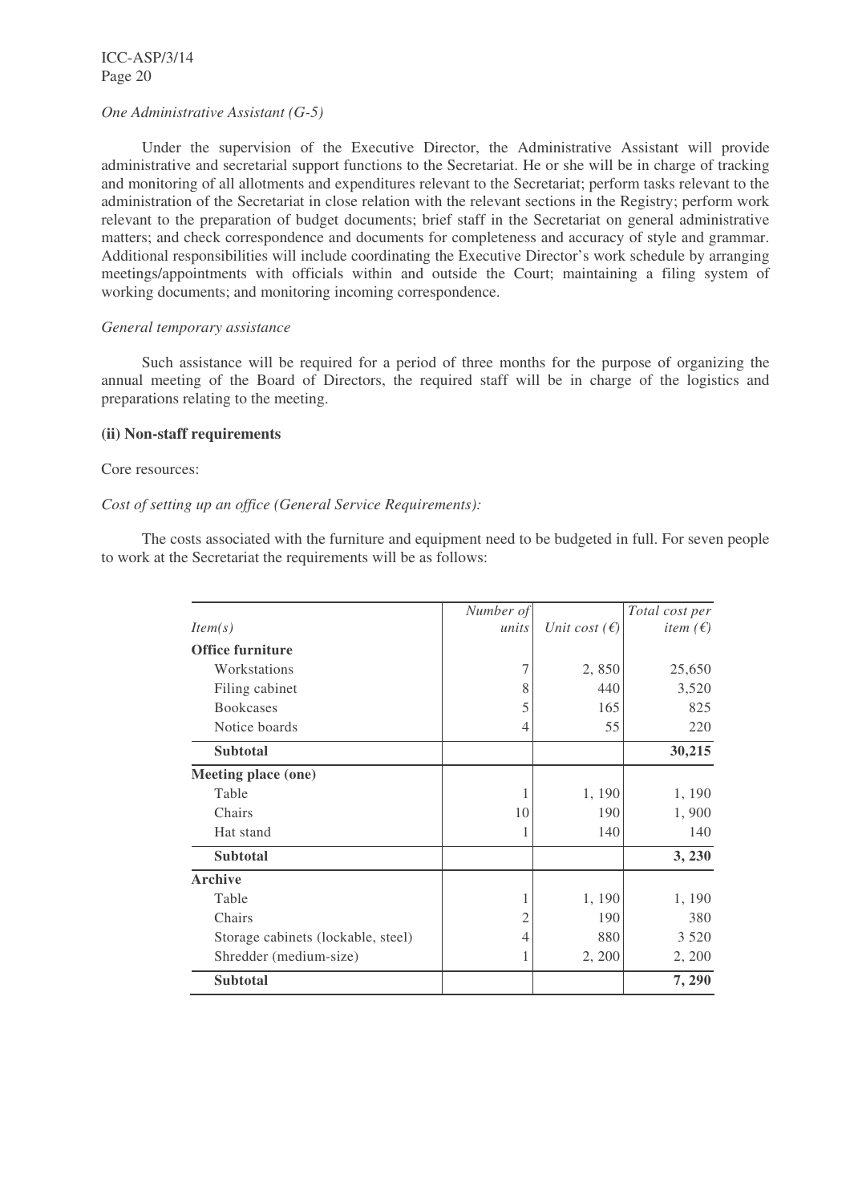*One Administrative Assistant (G-5)*

Under the supervision of the Executive Director, the Administrative Assistant will provide administrative and secretarial support functions to the Secretariat. He or she will be in charge of tracking and monitoring of all allotments and expenditures relevant to the Secretariat; perform tasks relevant to the administration of the Secretariat in close relation with the relevant sections in the Registry; perform work relevant to the preparation of budget documents; brief staff in the Secretariat on general administrative matters; and check correspondence and documents for completeness and accuracy of style and grammar. Additional responsibilities will include coordinating the Executive Director's work schedule by arranging meetings/appointments with officials within and outside the Court; maintaining a filing system of working documents; and monitoring incoming correspondence.

*General temporary assistance*

Such assistance will be required for a period of three months for the purpose of organizing the annual meeting of the Board of Directors, the required staff will be in charge of the logistics and preparations relating to the meeting.

**(ii) Non-staff requirements**

Core resources:

*Cost of setting up an office (General Service Requirements):*

The costs associated with the furniture and equipment need to be budgeted in full. For seven people to work at the Secretariat the requirements will be as follows:

| *Item(s)* | *Number of units* | *Unit cost (€)* | *Total cost per item (€)* |
|---|---|---|---|
| **Office furniture** | | | |
| Workstations | 7 | 2, 850 | 25,650 |
| Filing cabinet | 8 | 440 | 3,520 |
| Bookcases | 5 | 165 | 825 |
| Notice boards | 4 | 55 | 220 |
| **Subtotal** | | | **30,215** |
| **Meeting place (one)** | | | |
| Table | 1 | 1, 190 | 1, 190 |
| Chairs | 10 | 190 | 1, 900 |
| Hat stand | 1 | 140 | 140 |
| **Subtotal** | | | **3, 230** |
| **Archive** | | | |
| Table | 1 | 1, 190 | 1, 190 |
| Chairs | 2 | 190 | 380 |
| Storage cabinets (lockable, steel) | 4 | 880 | 3 520 |
| Shredder (medium-size) | 1 | 2, 200 | 2, 200 |
| **Subtotal** | | | **7, 290** |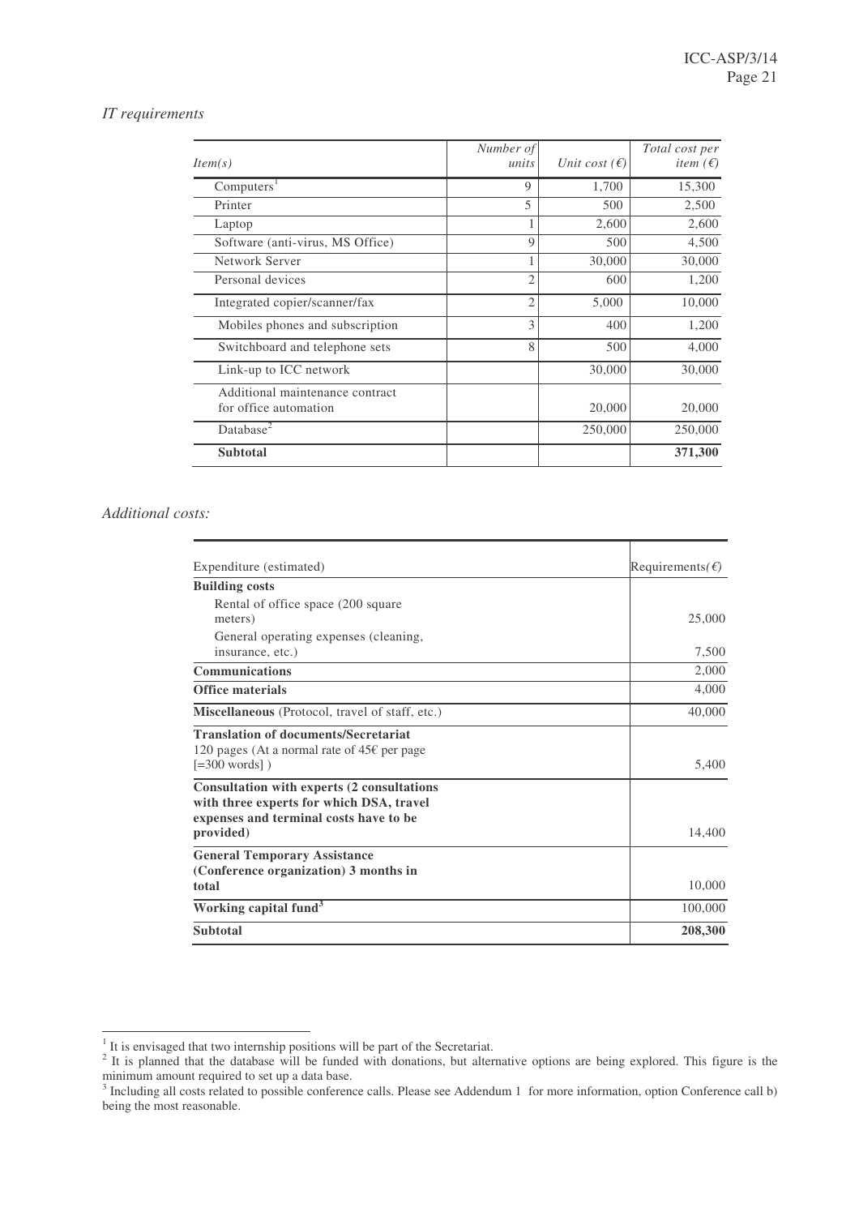*IT requirements*

| *Item(s)* | *Number of units* | *Unit cost (€)* | *Total cost per item (€)* |
|---|---|---|---|
| Computers[1] | 9 | 1,700 | 15,300 |
| Printer | 5 | 500 | 2,500 |
| Laptop | 1 | 2,600 | 2,600 |
| Software (anti-virus, MS Office) | 9 | 500 | 4,500 |
| Network Server | 1 | 30,000 | 30,000 |
| Personal devices | 2 | 600 | 1,200 |
| Integrated copier/scanner/fax | 2 | 5,000 | 10,000 |
| Mobiles phones and subscription | 3 | 400 | 1,200 |
| Switchboard and telephone sets | 8 | 500 | 4,000 |
| Link-up to ICC network | | 30,000 | 30,000 |
| Additional maintenance contract for office automation | | 20,000 | 20,000 |
| Database[2] | | 250,000 | 250,000 |
| **Subtotal** | | | **371,300** |

*Additional costs:*

| Expenditure (estimated) | Requirements(€) |
|---|---|
| **Building costs** | |
| Rental of office space (200 square meters) | 25,000 |
| General operating expenses (cleaning, insurance, etc.) | 7,500 |
| **Communications** | 2,000 |
| **Office materials** | 4,000 |
| **Miscellaneous** (Protocol, travel of staff, etc.) | 40,000 |
| **Translation of documents/Secretariat** 120 pages (At a normal rate of 45€ per page [=300 words] ) | 5,400 |
| **Consultation with experts (2 consultations with three experts for which DSA, travel expenses and terminal costs have to be provided)** | 14,400 |
| **General Temporary Assistance (Conference organization) 3 months in total** | 10,000 |
| **Working capital fund[3]** | 100,000 |
| **Subtotal** | **208,300** |

[1] It is envisaged that two internship positions will be part of the Secretariat.

[2] It is planned that the database will be funded with donations, but alternative options are being explored. This figure is the minimum amount required to set up a data base.

[3] Including all costs related to possible conference calls. Please see Addendum 1 for more information, option Conference call b) being the most reasonable.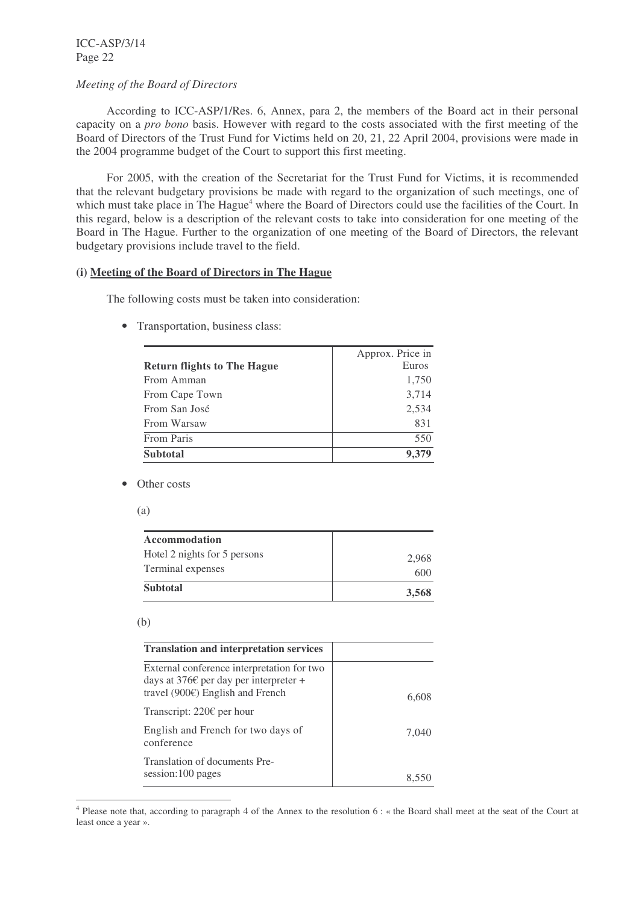*Meeting of the Board of Directors*

According to ICC-ASP/1/Res. 6, Annex, para 2, the members of the Board act in their personal capacity on a *pro bono* basis. However with regard to the costs associated with the first meeting of the Board of Directors of the Trust Fund for Victims held on 20, 21, 22 April 2004, provisions were made in the 2004 programme budget of the Court to support this first meeting.

For 2005, with the creation of the Secretariat for the Trust Fund for Victims, it is recommended that the relevant budgetary provisions be made with regard to the organization of such meetings, one of which must take place in The Hague[4] where the Board of Directors could use the facilities of the Court. In this regard, below is a description of the relevant costs to take into consideration for one meeting of the Board in The Hague. Further to the organization of one meeting of the Board of Directors, the relevant budgetary provisions include travel to the field.

**(i) Meeting of the Board of Directors in The Hague**

The following costs must be taken into consideration:

- Transportation, business class:

| Return flights to The Hague | Approx. Price in Euros |
|---|---|
| From Amman | 1,750 |
| From Cape Town | 3,714 |
| From San José | 2,534 |
| From Warsaw | 831 |
| From Paris | 550 |
| **Subtotal** | **9,379** |

- Other costs

(a)

| Accommodation | |
|---|---|
| Hotel 2 nights for 5 persons | 2,968 |
| Terminal expenses | 600 |
| **Subtotal** | **3,568** |

(b)

| Translation and interpretation services | |
|---|---|
| External conference interpretation for two days at 376€ per day per interpreter + travel (900€) English and French | 6,608 |
| Transcript: 220€ per hour | |
| English and French for two days of conference | 7,040 |
| Translation of documents Pre-session:100 pages | 8,550 |

[4] Please note that, according to paragraph 4 of the Annex to the resolution 6 : « the Board shall meet at the seat of the Court at least once a year ».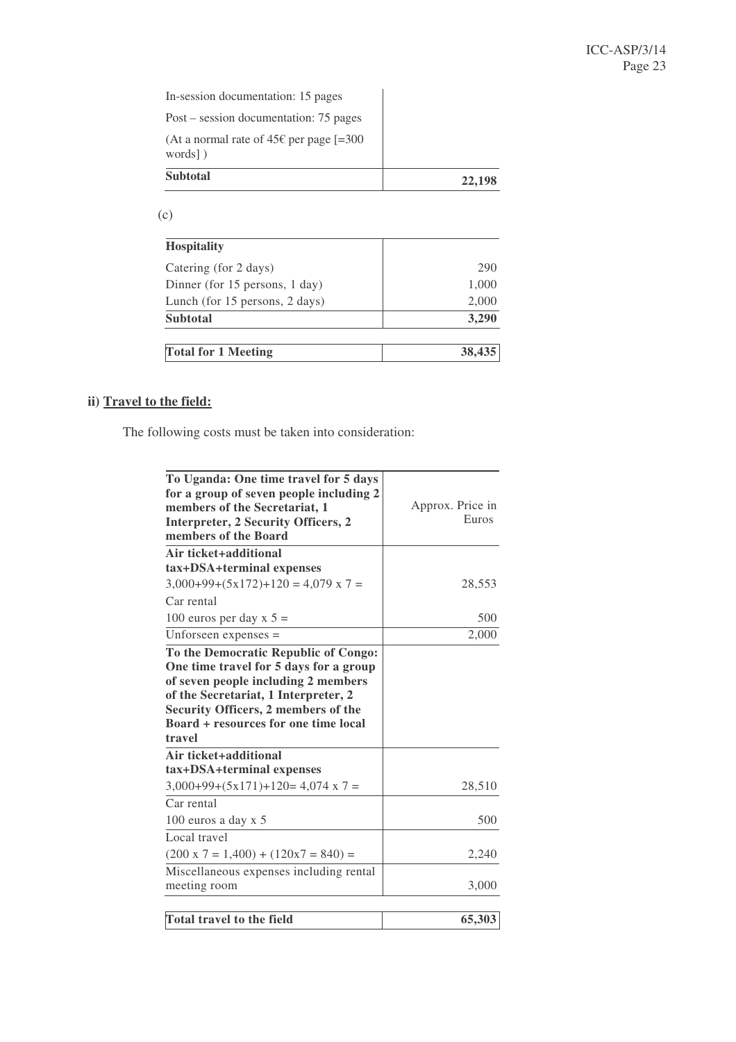| | |
|---|---|
| In-session documentation: 15 pages | |
| Post – session documentation: 75 pages | |
| (At a normal rate of 45€ per page [=300 words] ) | |
| **Subtotal** | **22,198** |

(c)

| **Hospitality** | |
|---|---|
| Catering (for 2 days) | 290 |
| Dinner (for 15 persons, 1 day) | 1,000 |
| Lunch (for 15 persons, 2 days) | 2,000 |
| **Subtotal** | **3,290** |
| | |
| **Total for 1 Meeting** | **38,435** |

**ii) <u>Travel to the field:</u>**

The following costs must be taken into consideration:

| **To Uganda: One time travel for 5 days for a group of seven people including 2 members of the Secretariat, 1 Interpreter, 2 Security Officers, 2 members of the Board** | Approx. Price in Euros |
|---|---|
| **Air ticket+additional tax+DSA+terminal expenses** 3,000+99+(5x172)+120 = 4,079 x 7 = | 28,553 |
| Car rental 100 euros per day x 5 = | 500 |
| Unforseen expenses = | 2,000 |
| **To the Democratic Republic of Congo: One time travel for 5 days for a group of seven people including 2 members of the Secretariat, 1 Interpreter, 2 Security Officers, 2 members of the Board + resources for one time local travel** | |
| **Air ticket+additional tax+DSA+terminal expenses** 3,000+99+(5x171)+120= 4,074 x 7 = | 28,510 |
| Car rental 100 euros a day x 5 | 500 |
| Local travel (200 x 7 = 1,400) + (120x7 = 840) = | 2,240 |
| Miscellaneous expenses including rental meeting room | 3,000 |
| | |
| **Total travel to the field** | **65,303** |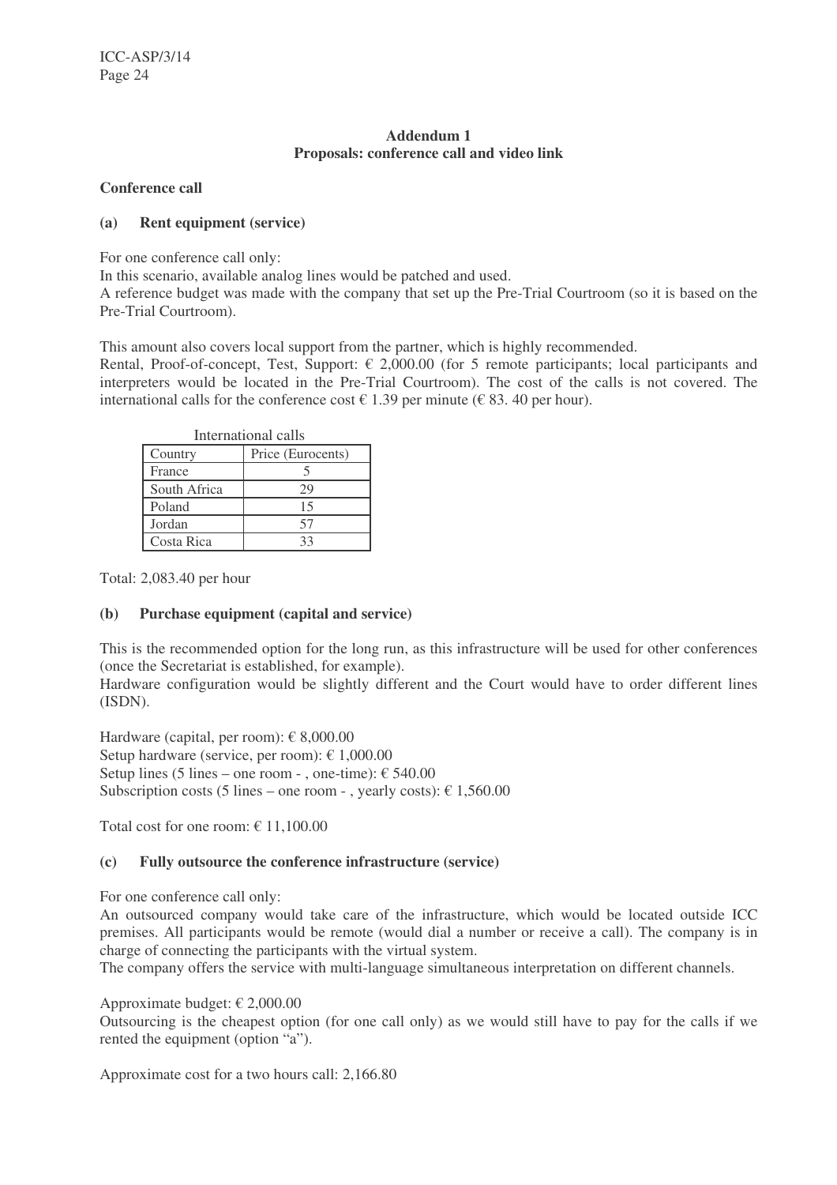## Addendum 1
## Proposals: conference call and video link

### Conference call

#### (a) Rent equipment (service)

For one conference call only:
In this scenario, available analog lines would be patched and used.
A reference budget was made with the company that set up the Pre-Trial Courtroom (so it is based on the Pre-Trial Courtroom).

This amount also covers local support from the partner, which is highly recommended.
Rental, Proof-of-concept, Test, Support: € 2,000.00 (for 5 remote participants; local participants and interpreters would be located in the Pre-Trial Courtroom). The cost of the calls is not covered. The international calls for the conference cost € 1.39 per minute (€ 83. 40 per hour).

International calls

| Country | Price (Eurocents) |
|---|---|
| France | 5 |
| South Africa | 29 |
| Poland | 15 |
| Jordan | 57 |
| Costa Rica | 33 |

Total: 2,083.40 per hour

#### (b) Purchase equipment (capital and service)

This is the recommended option for the long run, as this infrastructure will be used for other conferences (once the Secretariat is established, for example).
Hardware configuration would be slightly different and the Court would have to order different lines (ISDN).

Hardware (capital, per room): € 8,000.00
Setup hardware (service, per room): € 1,000.00
Setup lines (5 lines – one room - , one-time): € 540.00
Subscription costs (5 lines – one room - , yearly costs): € 1,560.00

Total cost for one room: € 11,100.00

#### (c) Fully outsource the conference infrastructure (service)

For one conference call only:
An outsourced company would take care of the infrastructure, which would be located outside ICC premises. All participants would be remote (would dial a number or receive a call). The company is in charge of connecting the participants with the virtual system.
The company offers the service with multi-language simultaneous interpretation on different channels.

Approximate budget: € 2,000.00
Outsourcing is the cheapest option (for one call only) as we would still have to pay for the calls if we rented the equipment (option "a").

Approximate cost for a two hours call: 2,166.80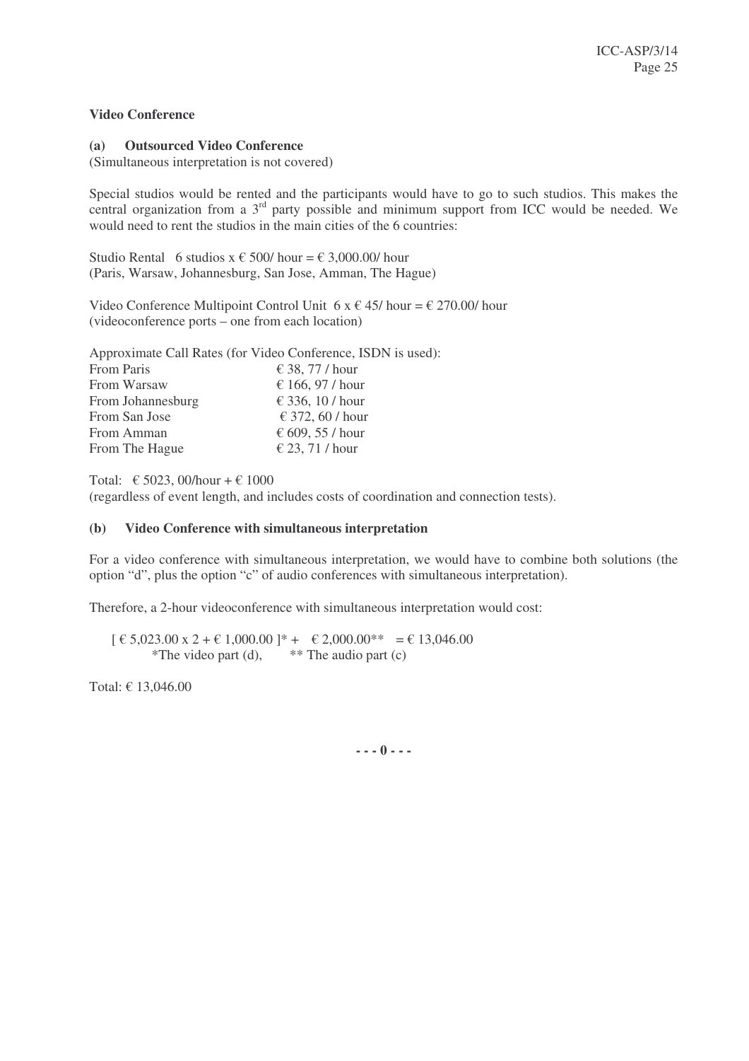**Video Conference**

**(a) Outsourced Video Conference**
(Simultaneous interpretation is not covered)

Special studios would be rented and the participants would have to go to such studios. This makes the central organization from a 3rd party possible and minimum support from ICC would be needed. We would need to rent the studios in the main cities of the 6 countries:

Studio Rental 6 studios x € 500/ hour = € 3,000.00/ hour
(Paris, Warsaw, Johannesburg, San Jose, Amman, The Hague)

Video Conference Multipoint Control Unit 6 x € 45/ hour = € 270.00/ hour
(videoconference ports – one from each location)

Approximate Call Rates (for Video Conference, ISDN is used):

| | |
|---|---|
| From Paris | € 38, 77 / hour |
| From Warsaw | € 166, 97 / hour |
| From Johannesburg | € 336, 10 / hour |
| From San Jose | € 372, 60 / hour |
| From Amman | € 609, 55 / hour |
| From The Hague | € 23, 71 / hour |

Total: € 5023, 00/hour + € 1000
(regardless of event length, and includes costs of coordination and connection tests).

**(b) Video Conference with simultaneous interpretation**

For a video conference with simultaneous interpretation, we would have to combine both solutions (the option "d", plus the option "c" of audio conferences with simultaneous interpretation).

Therefore, a 2-hour videoconference with simultaneous interpretation would cost:

[ € 5,023.00 x 2 + € 1,000.00 ]* + € 2,000.00** = € 13,046.00
*The video part (d), ** The audio part (c)

Total: € 13,046.00

**- - - 0 - - -**